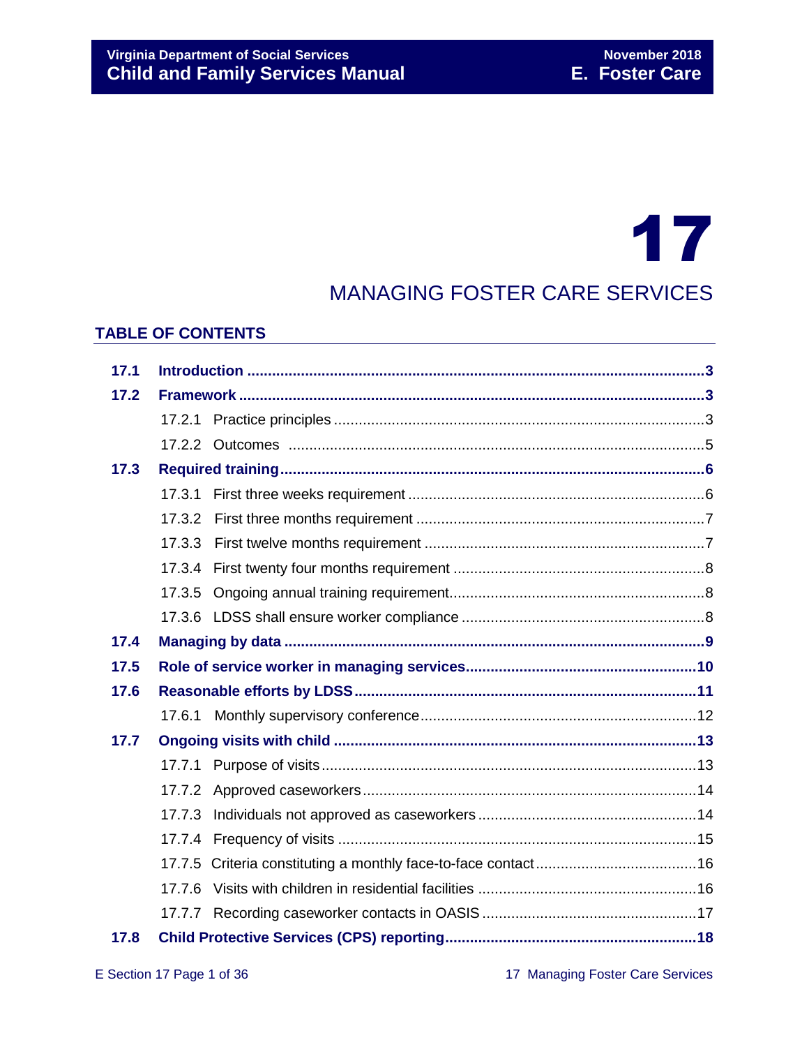# 17

## MANAGING FOSTER CARE SERVICES

### TABLE OF CONTENTS

| | | |
|---|---|---|
| **17.1** | **Introduction** | **3** |
| **17.2** | **Framework** | **3** |
| | 17.2.1 Practice principles | 3 |
| | 17.2.2 Outcomes | 5 |
| **17.3** | **Required training** | **6** |
| | 17.3.1 First three weeks requirement | 6 |
| | 17.3.2 First three months requirement | 7 |
| | 17.3.3 First twelve months requirement | 7 |
| | 17.3.4 First twenty four months requirement | 8 |
| | 17.3.5 Ongoing annual training requirement | 8 |
| | 17.3.6 LDSS shall ensure worker compliance | 8 |
| **17.4** | **Managing by data** | **9** |
| **17.5** | **Role of service worker in managing services** | **10** |
| **17.6** | **Reasonable efforts by LDSS** | **11** |
| | 17.6.1 Monthly supervisory conference | 12 |
| **17.7** | **Ongoing visits with child** | **13** |
| | 17.7.1 Purpose of visits | 13 |
| | 17.7.2 Approved caseworkers | 14 |
| | 17.7.3 Individuals not approved as caseworkers | 14 |
| | 17.7.4 Frequency of visits | 15 |
| | 17.7.5 Criteria constituting a monthly face-to-face contact | 16 |
| | 17.7.6 Visits with children in residential facilities | 16 |
| | 17.7.7 Recording caseworker contacts in OASIS | 17 |
| **17.8** | **Child Protective Services (CPS) reporting** | **18** |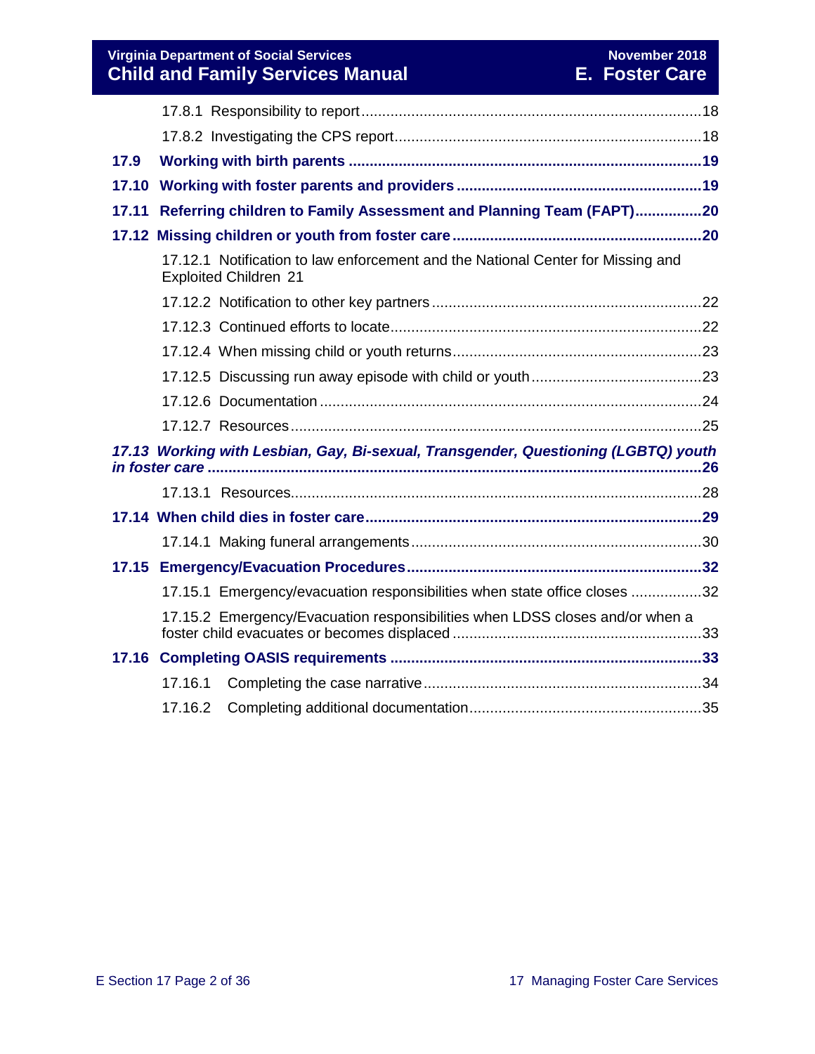- 17.8.1 Responsibility to report ... 18
- 17.8.2 Investigating the CPS report ... 18

**17.9 Working with birth parents ... 19**

**17.10 Working with foster parents and providers ... 19**

**17.11 Referring children to Family Assessment and Planning Team (FAPT) ... 20**

**17.12 Missing children or youth from foster care ... 20**

- 17.12.1 Notification to law enforcement and the National Center for Missing and Exploited Children 21
- 17.12.2 Notification to other key partners ... 22
- 17.12.3 Continued efforts to locate ... 22
- 17.12.4 When missing child or youth returns ... 23
- 17.12.5 Discussing run away episode with child or youth ... 23
- 17.12.6 Documentation ... 24
- 17.12.7 Resources ... 25

***17.13 Working with Lesbian, Gay, Bi-sexual, Transgender, Questioning (LGBTQ) youth in foster care ... 26***

- 17.13.1 Resources ... 28

**17.14 When child dies in foster care ... 29**

- 17.14.1 Making funeral arrangements ... 30

**17.15 Emergency/Evacuation Procedures ... 32**

- 17.15.1 Emergency/evacuation responsibilities when state office closes ... 32
- 17.15.2 Emergency/Evacuation responsibilities when LDSS closes and/or when a foster child evacuates or becomes displaced ... 33

**17.16 Completing OASIS requirements ... 33**

- 17.16.1 Completing the case narrative ... 34
- 17.16.2 Completing additional documentation ... 35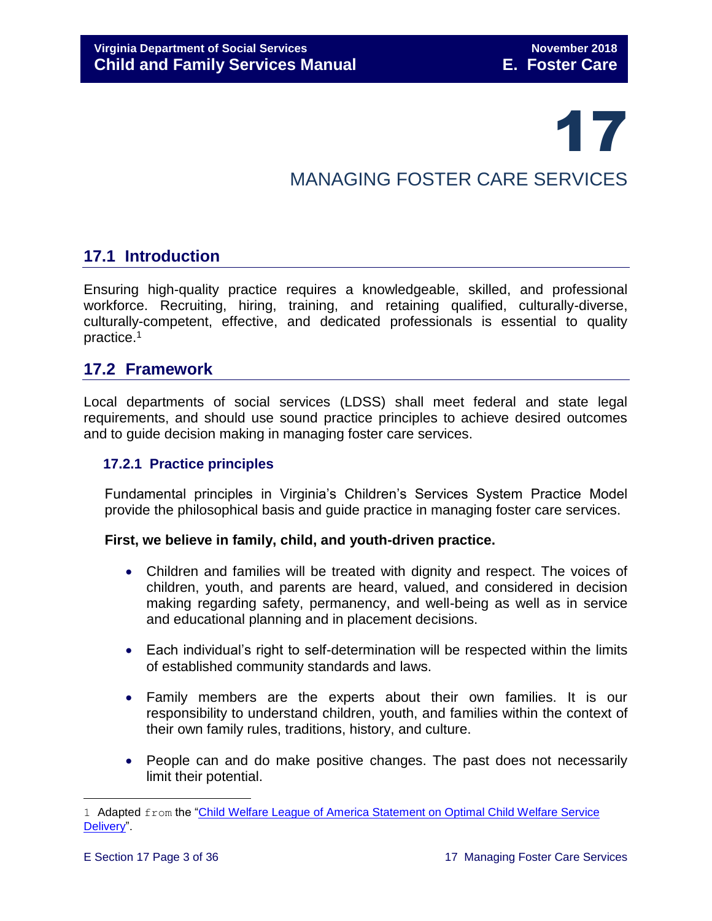# 17

# MANAGING FOSTER CARE SERVICES

## 17.1 Introduction

Ensuring high-quality practice requires a knowledgeable, skilled, and professional workforce. Recruiting, hiring, training, and retaining qualified, culturally-diverse, culturally-competent, effective, and dedicated professionals is essential to quality practice.[1]

## 17.2 Framework

Local departments of social services (LDSS) shall meet federal and state legal requirements, and should use sound practice principles to achieve desired outcomes and to guide decision making in managing foster care services.

### 17.2.1 Practice principles

Fundamental principles in Virginia's Children's Services System Practice Model provide the philosophical basis and guide practice in managing foster care services.

**First, we believe in family, child, and youth-driven practice.**

- Children and families will be treated with dignity and respect. The voices of children, youth, and parents are heard, valued, and considered in decision making regarding safety, permanency, and well-being as well as in service and educational planning and in placement decisions.
- Each individual's right to self-determination will be respected within the limits of established community standards and laws.
- Family members are the experts about their own families. It is our responsibility to understand children, youth, and families within the context of their own family rules, traditions, history, and culture.
- People can and do make positive changes. The past does not necessarily limit their potential.

---

1 Adapted from the "Child Welfare League of America Statement on Optimal Child Welfare Service Delivery".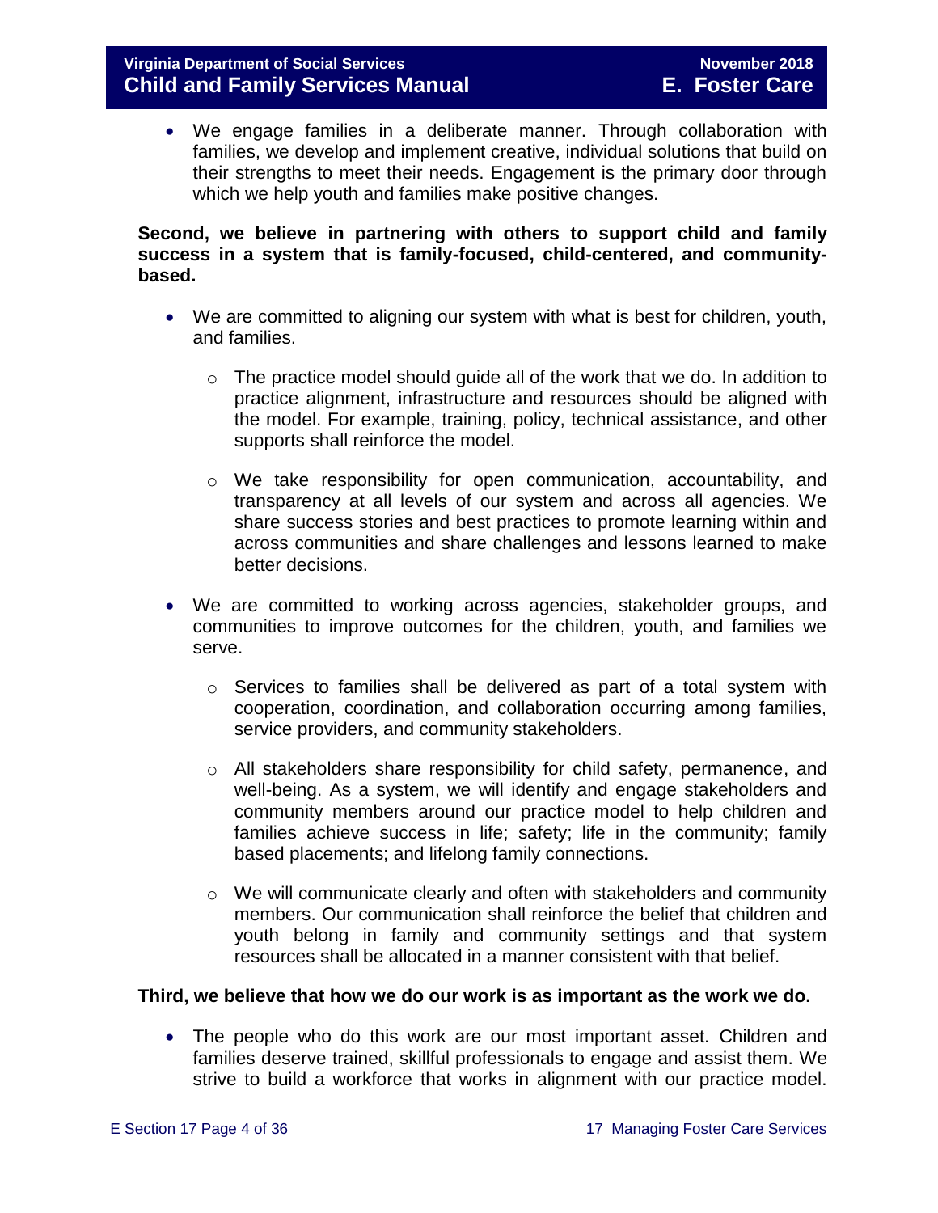- We engage families in a deliberate manner. Through collaboration with families, we develop and implement creative, individual solutions that build on their strengths to meet their needs. Engagement is the primary door through which we help youth and families make positive changes.

**Second, we believe in partnering with others to support child and family success in a system that is family-focused, child-centered, and community-based.**

- We are committed to aligning our system with what is best for children, youth, and families.
    - The practice model should guide all of the work that we do. In addition to practice alignment, infrastructure and resources should be aligned with the model. For example, training, policy, technical assistance, and other supports shall reinforce the model.
    - We take responsibility for open communication, accountability, and transparency at all levels of our system and across all agencies. We share success stories and best practices to promote learning within and across communities and share challenges and lessons learned to make better decisions.
- We are committed to working across agencies, stakeholder groups, and communities to improve outcomes for the children, youth, and families we serve.
    - Services to families shall be delivered as part of a total system with cooperation, coordination, and collaboration occurring among families, service providers, and community stakeholders.
    - All stakeholders share responsibility for child safety, permanence, and well-being. As a system, we will identify and engage stakeholders and community members around our practice model to help children and families achieve success in life; safety; life in the community; family based placements; and lifelong family connections.
    - We will communicate clearly and often with stakeholders and community members. Our communication shall reinforce the belief that children and youth belong in family and community settings and that system resources shall be allocated in a manner consistent with that belief.

**Third, we believe that how we do our work is as important as the work we do.**

- The people who do this work are our most important asset. Children and families deserve trained, skillful professionals to engage and assist them. We strive to build a workforce that works in alignment with our practice model.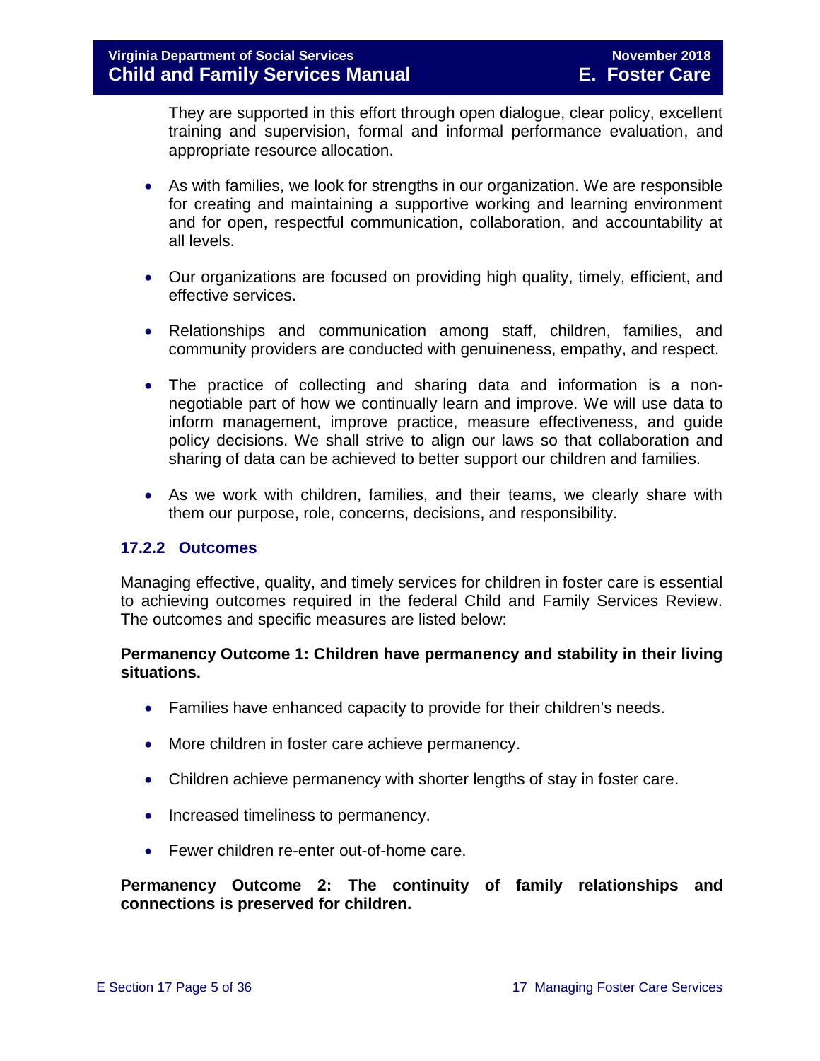They are supported in this effort through open dialogue, clear policy, excellent training and supervision, formal and informal performance evaluation, and appropriate resource allocation.

- As with families, we look for strengths in our organization. We are responsible for creating and maintaining a supportive working and learning environment and for open, respectful communication, collaboration, and accountability at all levels.
- Our organizations are focused on providing high quality, timely, efficient, and effective services.
- Relationships and communication among staff, children, families, and community providers are conducted with genuineness, empathy, and respect.
- The practice of collecting and sharing data and information is a non-negotiable part of how we continually learn and improve. We will use data to inform management, improve practice, measure effectiveness, and guide policy decisions. We shall strive to align our laws so that collaboration and sharing of data can be achieved to better support our children and families.
- As we work with children, families, and their teams, we clearly share with them our purpose, role, concerns, decisions, and responsibility.

### 17.2.2 Outcomes

Managing effective, quality, and timely services for children in foster care is essential to achieving outcomes required in the federal Child and Family Services Review. The outcomes and specific measures are listed below:

**Permanency Outcome 1: Children have permanency and stability in their living situations.**

- Families have enhanced capacity to provide for their children's needs.
- More children in foster care achieve permanency.
- Children achieve permanency with shorter lengths of stay in foster care.
- Increased timeliness to permanency.
- Fewer children re-enter out-of-home care.

**Permanency Outcome 2: The continuity of family relationships and connections is preserved for children.**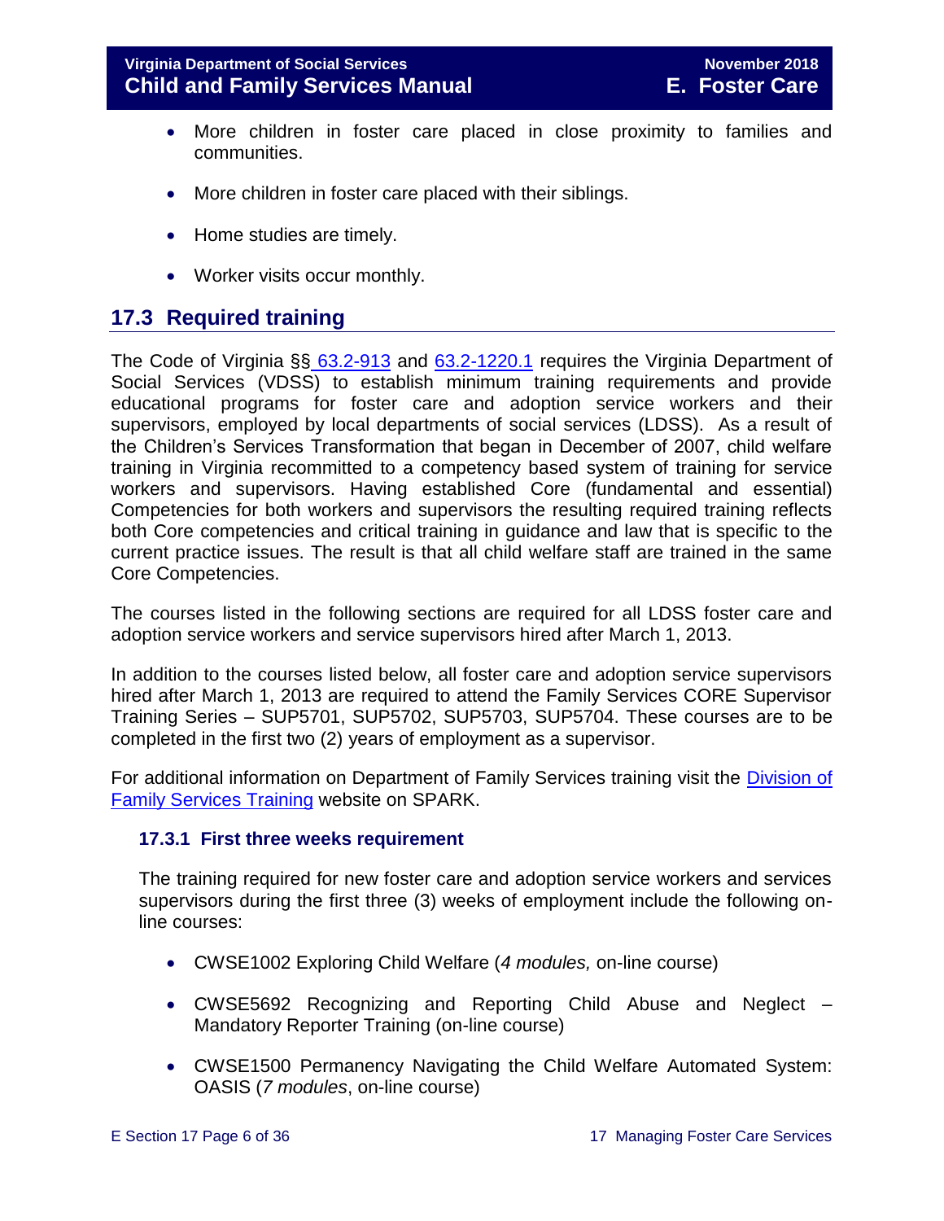- More children in foster care placed in close proximity to families and communities.

- More children in foster care placed with their siblings.

- Home studies are timely.

- Worker visits occur monthly.

## 17.3 Required training

The Code of Virginia §§ [63.2-913](#) and [63.2-1220.1](#) requires the Virginia Department of Social Services (VDSS) to establish minimum training requirements and provide educational programs for foster care and adoption service workers and their supervisors, employed by local departments of social services (LDSS). As a result of the Children's Services Transformation that began in December of 2007, child welfare training in Virginia recommitted to a competency based system of training for service workers and supervisors. Having established Core (fundamental and essential) Competencies for both workers and supervisors the resulting required training reflects both Core competencies and critical training in guidance and law that is specific to the current practice issues. The result is that all child welfare staff are trained in the same Core Competencies.

The courses listed in the following sections are required for all LDSS foster care and adoption service workers and service supervisors hired after March 1, 2013.

In addition to the courses listed below, all foster care and adoption service supervisors hired after March 1, 2013 are required to attend the Family Services CORE Supervisor Training Series – SUP5701, SUP5702, SUP5703, SUP5704. These courses are to be completed in the first two (2) years of employment as a supervisor.

For additional information on Department of Family Services training visit the [Division of Family Services Training](#) website on SPARK.

### 17.3.1 First three weeks requirement

The training required for new foster care and adoption service workers and services supervisors during the first three (3) weeks of employment include the following on-line courses:

- CWSE1002 Exploring Child Welfare (*4 modules,* on-line course)

- CWSE5692 Recognizing and Reporting Child Abuse and Neglect – Mandatory Reporter Training (on-line course)

- CWSE1500 Permanency Navigating the Child Welfare Automated System: OASIS (*7 modules*, on-line course)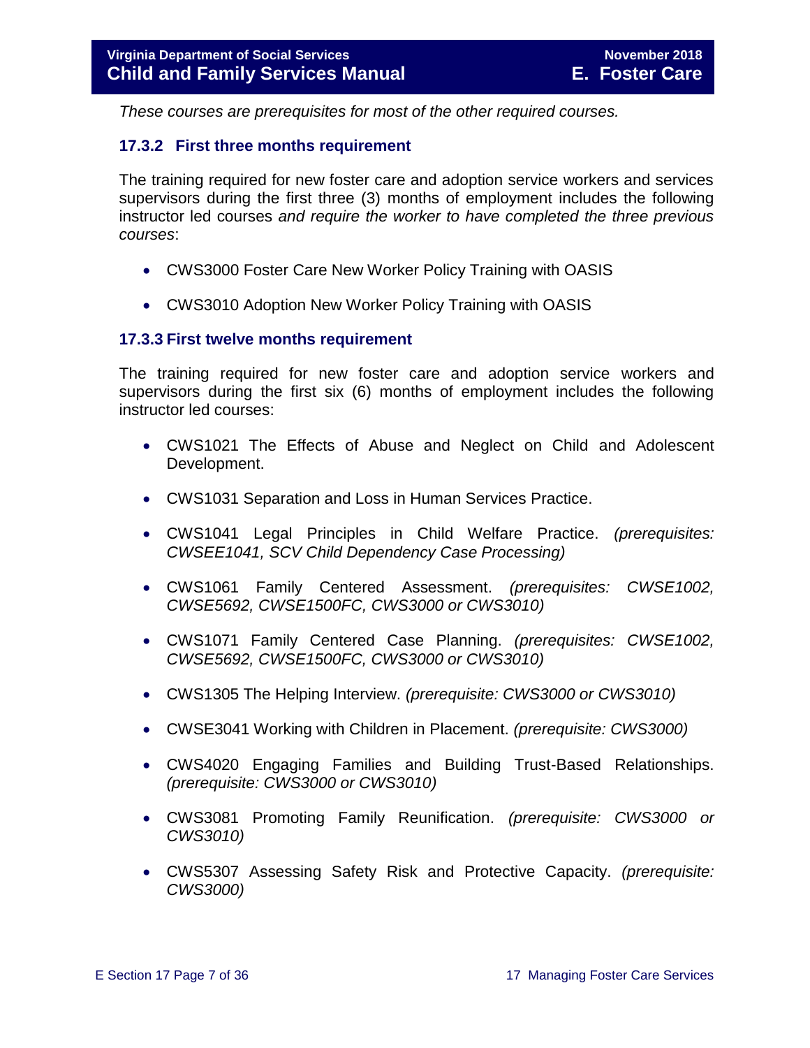*These courses are prerequisites for most of the other required courses.*

### 17.3.2 First three months requirement

The training required for new foster care and adoption service workers and services supervisors during the first three (3) months of employment includes the following instructor led courses *and require the worker to have completed the three previous courses*:

- CWS3000 Foster Care New Worker Policy Training with OASIS
- CWS3010 Adoption New Worker Policy Training with OASIS

### 17.3.3 First twelve months requirement

The training required for new foster care and adoption service workers and supervisors during the first six (6) months of employment includes the following instructor led courses:

- CWS1021 The Effects of Abuse and Neglect on Child and Adolescent Development.
- CWS1031 Separation and Loss in Human Services Practice.
- CWS1041 Legal Principles in Child Welfare Practice. *(prerequisites: CWSEE1041, SCV Child Dependency Case Processing)*
- CWS1061 Family Centered Assessment. *(prerequisites: CWSE1002, CWSE5692, CWSE1500FC, CWS3000 or CWS3010)*
- CWS1071 Family Centered Case Planning. *(prerequisites: CWSE1002, CWSE5692, CWSE1500FC, CWS3000 or CWS3010)*
- CWS1305 The Helping Interview. *(prerequisite: CWS3000 or CWS3010)*
- CWSE3041 Working with Children in Placement. *(prerequisite: CWS3000)*
- CWS4020 Engaging Families and Building Trust-Based Relationships. *(prerequisite: CWS3000 or CWS3010)*
- CWS3081 Promoting Family Reunification. *(prerequisite: CWS3000 or CWS3010)*
- CWS5307 Assessing Safety Risk and Protective Capacity. *(prerequisite: CWS3000)*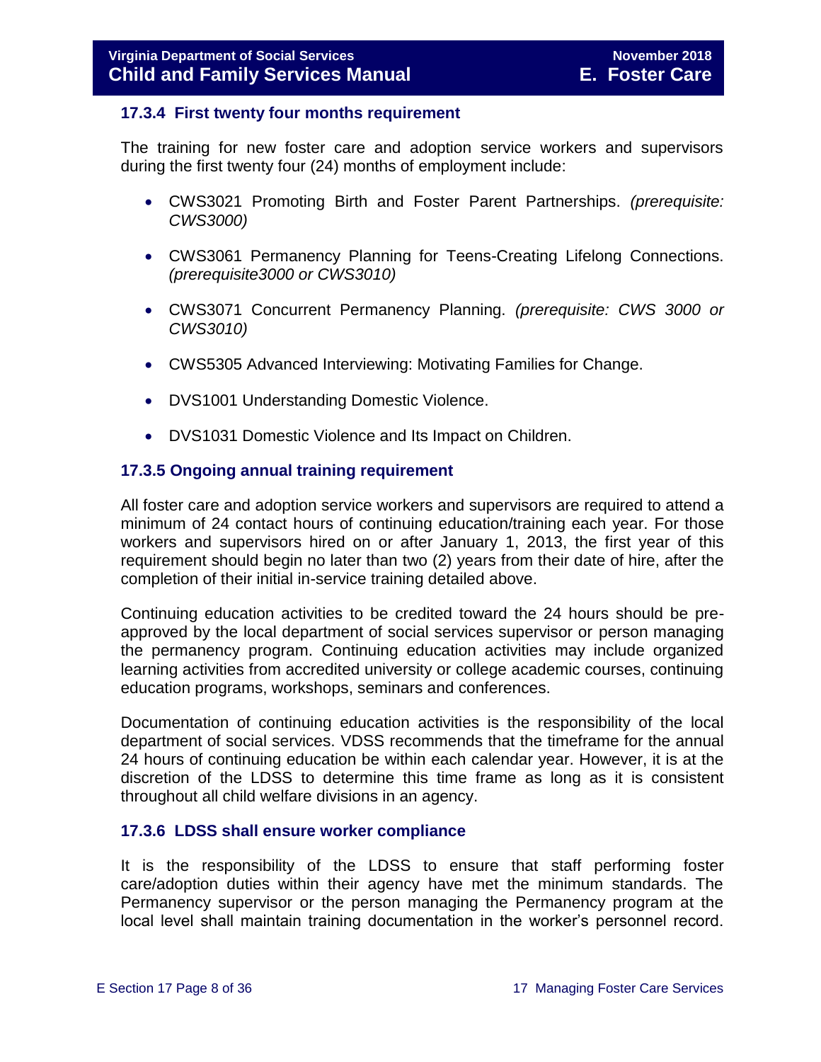### 17.3.4 First twenty four months requirement

The training for new foster care and adoption service workers and supervisors during the first twenty four (24) months of employment include:

- CWS3021 Promoting Birth and Foster Parent Partnerships. *(prerequisite: CWS3000)*
- CWS3061 Permanency Planning for Teens-Creating Lifelong Connections. *(prerequisite3000 or CWS3010)*
- CWS3071 Concurrent Permanency Planning. *(prerequisite: CWS 3000 or CWS3010)*
- CWS5305 Advanced Interviewing: Motivating Families for Change.
- DVS1001 Understanding Domestic Violence.
- DVS1031 Domestic Violence and Its Impact on Children.

### 17.3.5 Ongoing annual training requirement

All foster care and adoption service workers and supervisors are required to attend a minimum of 24 contact hours of continuing education/training each year. For those workers and supervisors hired on or after January 1, 2013, the first year of this requirement should begin no later than two (2) years from their date of hire, after the completion of their initial in-service training detailed above.

Continuing education activities to be credited toward the 24 hours should be pre-approved by the local department of social services supervisor or person managing the permanency program. Continuing education activities may include organized learning activities from accredited university or college academic courses, continuing education programs, workshops, seminars and conferences.

Documentation of continuing education activities is the responsibility of the local department of social services. VDSS recommends that the timeframe for the annual 24 hours of continuing education be within each calendar year. However, it is at the discretion of the LDSS to determine this time frame as long as it is consistent throughout all child welfare divisions in an agency.

### 17.3.6 LDSS shall ensure worker compliance

It is the responsibility of the LDSS to ensure that staff performing foster care/adoption duties within their agency have met the minimum standards. The Permanency supervisor or the person managing the Permanency program at the local level shall maintain training documentation in the worker's personnel record.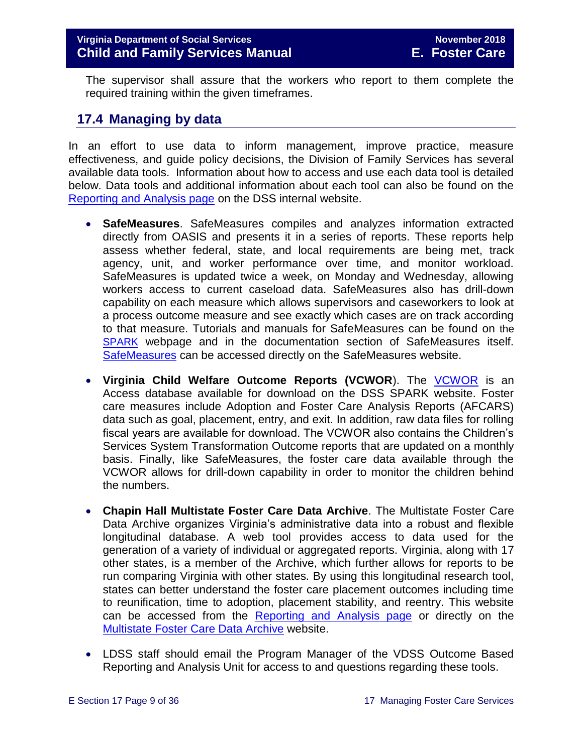The supervisor shall assure that the workers who report to them complete the required training within the given timeframes.

## 17.4 Managing by data

In an effort to use data to inform management, improve practice, measure effectiveness, and guide policy decisions, the Division of Family Services has several available data tools. Information about how to access and use each data tool is detailed below. Data tools and additional information about each tool can also be found on the Reporting and Analysis page on the DSS internal website.

- **SafeMeasures**. SafeMeasures compiles and analyzes information extracted directly from OASIS and presents it in a series of reports. These reports help assess whether federal, state, and local requirements are being met, track agency, unit, and worker performance over time, and monitor workload. SafeMeasures is updated twice a week, on Monday and Wednesday, allowing workers access to current caseload data. SafeMeasures also has drill-down capability on each measure which allows supervisors and caseworkers to look at a process outcome measure and see exactly which cases are on track according to that measure. Tutorials and manuals for SafeMeasures can be found on the SPARK webpage and in the documentation section of SafeMeasures itself. SafeMeasures can be accessed directly on the SafeMeasures website.

- **Virginia Child Welfare Outcome Reports (VCWOR**). The VCWOR is an Access database available for download on the DSS SPARK website. Foster care measures include Adoption and Foster Care Analysis Reports (AFCARS) data such as goal, placement, entry, and exit. In addition, raw data files for rolling fiscal years are available for download. The VCWOR also contains the Children's Services System Transformation Outcome reports that are updated on a monthly basis. Finally, like SafeMeasures, the foster care data available through the VCWOR allows for drill-down capability in order to monitor the children behind the numbers.

- **Chapin Hall Multistate Foster Care Data Archive**. The Multistate Foster Care Data Archive organizes Virginia's administrative data into a robust and flexible longitudinal database. A web tool provides access to data used for the generation of a variety of individual or aggregated reports. Virginia, along with 17 other states, is a member of the Archive, which further allows for reports to be run comparing Virginia with other states. By using this longitudinal research tool, states can better understand the foster care placement outcomes including time to reunification, time to adoption, placement stability, and reentry. This website can be accessed from the Reporting and Analysis page or directly on the Multistate Foster Care Data Archive website.

- LDSS staff should email the Program Manager of the VDSS Outcome Based Reporting and Analysis Unit for access to and questions regarding these tools.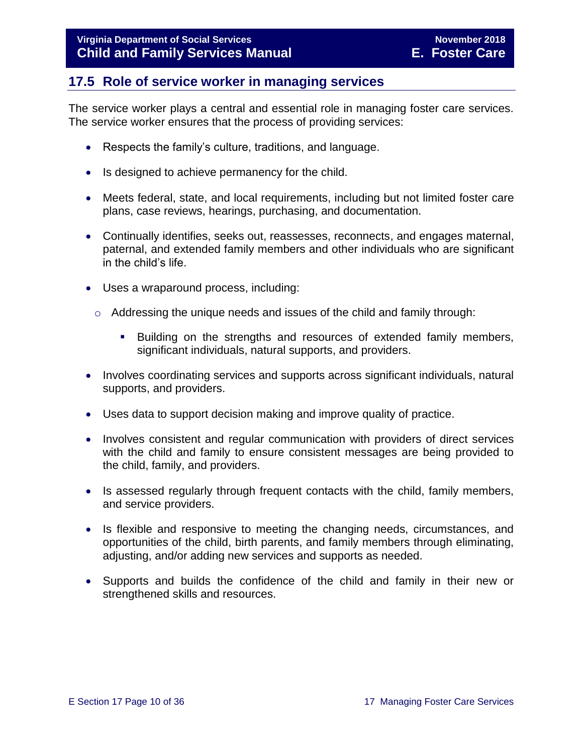## 17.5 Role of service worker in managing services

The service worker plays a central and essential role in managing foster care services. The service worker ensures that the process of providing services:

- Respects the family's culture, traditions, and language.
- Is designed to achieve permanency for the child.
- Meets federal, state, and local requirements, including but not limited foster care plans, case reviews, hearings, purchasing, and documentation.
- Continually identifies, seeks out, reassesses, reconnects, and engages maternal, paternal, and extended family members and other individuals who are significant in the child's life.
- Uses a wraparound process, including:
  - Addressing the unique needs and issues of the child and family through:
    - Building on the strengths and resources of extended family members, significant individuals, natural supports, and providers.
- Involves coordinating services and supports across significant individuals, natural supports, and providers.
- Uses data to support decision making and improve quality of practice.
- Involves consistent and regular communication with providers of direct services with the child and family to ensure consistent messages are being provided to the child, family, and providers.
- Is assessed regularly through frequent contacts with the child, family members, and service providers.
- Is flexible and responsive to meeting the changing needs, circumstances, and opportunities of the child, birth parents, and family members through eliminating, adjusting, and/or adding new services and supports as needed.
- Supports and builds the confidence of the child and family in their new or strengthened skills and resources.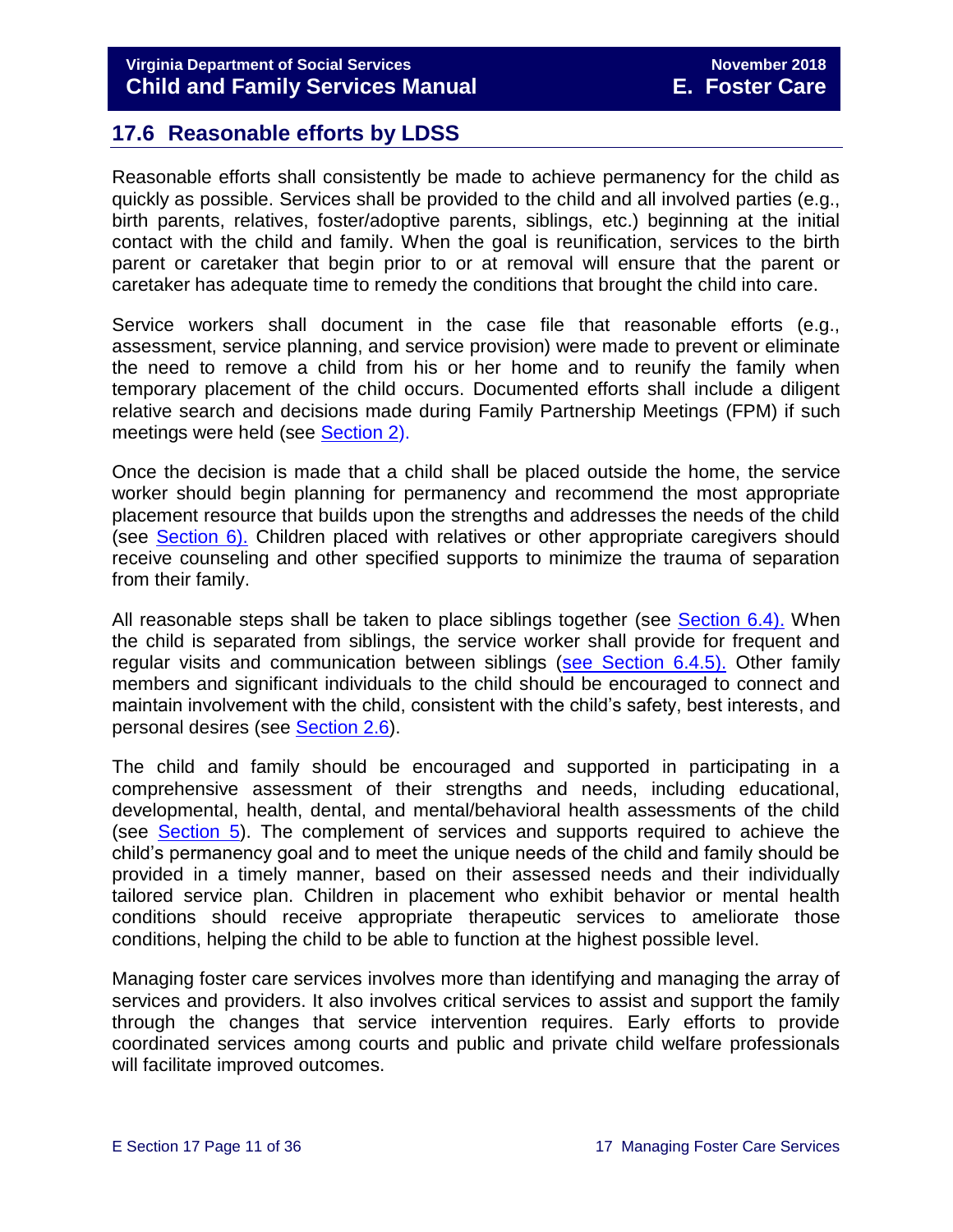## 17.6 Reasonable efforts by LDSS

Reasonable efforts shall consistently be made to achieve permanency for the child as quickly as possible. Services shall be provided to the child and all involved parties (e.g., birth parents, relatives, foster/adoptive parents, siblings, etc.) beginning at the initial contact with the child and family. When the goal is reunification, services to the birth parent or caretaker that begin prior to or at removal will ensure that the parent or caretaker has adequate time to remedy the conditions that brought the child into care.

Service workers shall document in the case file that reasonable efforts (e.g., assessment, service planning, and service provision) were made to prevent or eliminate the need to remove a child from his or her home and to reunify the family when temporary placement of the child occurs. Documented efforts shall include a diligent relative search and decisions made during Family Partnership Meetings (FPM) if such meetings were held (see Section 2).

Once the decision is made that a child shall be placed outside the home, the service worker should begin planning for permanency and recommend the most appropriate placement resource that builds upon the strengths and addresses the needs of the child (see Section 6). Children placed with relatives or other appropriate caregivers should receive counseling and other specified supports to minimize the trauma of separation from their family.

All reasonable steps shall be taken to place siblings together (see Section 6.4). When the child is separated from siblings, the service worker shall provide for frequent and regular visits and communication between siblings (see Section 6.4.5). Other family members and significant individuals to the child should be encouraged to connect and maintain involvement with the child, consistent with the child's safety, best interests, and personal desires (see Section 2.6).

The child and family should be encouraged and supported in participating in a comprehensive assessment of their strengths and needs, including educational, developmental, health, dental, and mental/behavioral health assessments of the child (see Section 5). The complement of services and supports required to achieve the child's permanency goal and to meet the unique needs of the child and family should be provided in a timely manner, based on their assessed needs and their individually tailored service plan. Children in placement who exhibit behavior or mental health conditions should receive appropriate therapeutic services to ameliorate those conditions, helping the child to be able to function at the highest possible level.

Managing foster care services involves more than identifying and managing the array of services and providers. It also involves critical services to assist and support the family through the changes that service intervention requires. Early efforts to provide coordinated services among courts and public and private child welfare professionals will facilitate improved outcomes.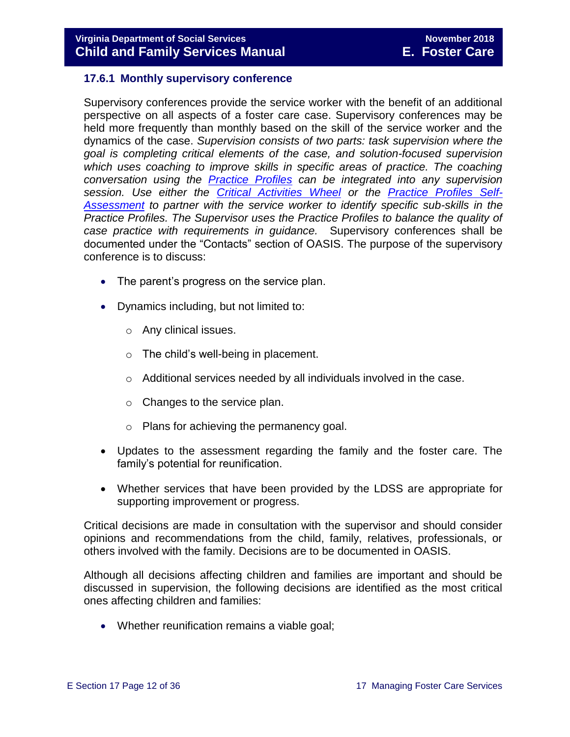### 17.6.1 Monthly supervisory conference

Supervisory conferences provide the service worker with the benefit of an additional perspective on all aspects of a foster care case. Supervisory conferences may be held more frequently than monthly based on the skill of the service worker and the dynamics of the case. *Supervision consists of two parts: task supervision where the goal is completing critical elements of the case, and solution-focused supervision which uses coaching to improve skills in specific areas of practice. The coaching conversation using the [Practice Profiles]() can be integrated into any supervision session. Use either the [Critical Activities Wheel]() or the [Practice Profiles Self-Assessment]() to partner with the service worker to identify specific sub-skills in the Practice Profiles. The Supervisor uses the Practice Profiles to balance the quality of case practice with requirements in guidance.* Supervisory conferences shall be documented under the "Contacts" section of OASIS. The purpose of the supervisory conference is to discuss:

- The parent's progress on the service plan.
- Dynamics including, but not limited to:
  - Any clinical issues.
  - The child's well-being in placement.
  - Additional services needed by all individuals involved in the case.
  - Changes to the service plan.
  - Plans for achieving the permanency goal.
- Updates to the assessment regarding the family and the foster care. The family's potential for reunification.
- Whether services that have been provided by the LDSS are appropriate for supporting improvement or progress.

Critical decisions are made in consultation with the supervisor and should consider opinions and recommendations from the child, family, relatives, professionals, or others involved with the family. Decisions are to be documented in OASIS.

Although all decisions affecting children and families are important and should be discussed in supervision, the following decisions are identified as the most critical ones affecting children and families:

- Whether reunification remains a viable goal;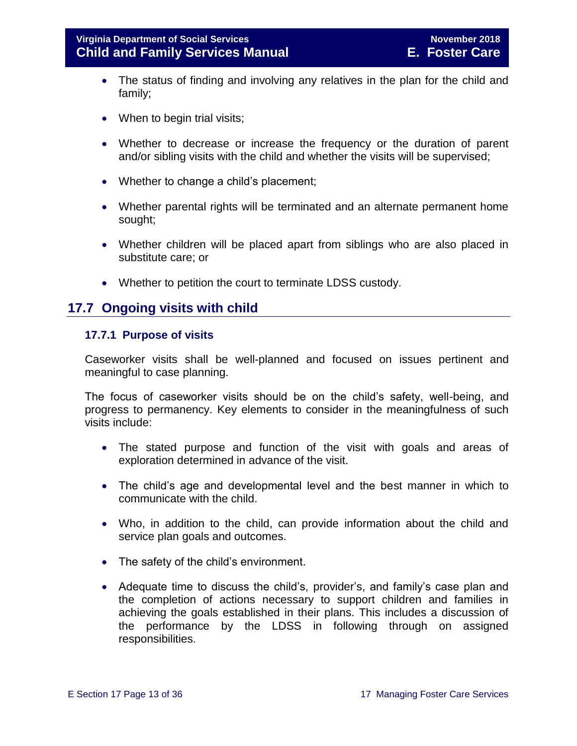- The status of finding and involving any relatives in the plan for the child and family;
- When to begin trial visits;
- Whether to decrease or increase the frequency or the duration of parent and/or sibling visits with the child and whether the visits will be supervised;
- Whether to change a child's placement;
- Whether parental rights will be terminated and an alternate permanent home sought;
- Whether children will be placed apart from siblings who are also placed in substitute care; or
- Whether to petition the court to terminate LDSS custody.

## 17.7 Ongoing visits with child

### 17.7.1 Purpose of visits

Caseworker visits shall be well-planned and focused on issues pertinent and meaningful to case planning.

The focus of caseworker visits should be on the child's safety, well-being, and progress to permanency. Key elements to consider in the meaningfulness of such visits include:

- The stated purpose and function of the visit with goals and areas of exploration determined in advance of the visit.
- The child's age and developmental level and the best manner in which to communicate with the child.
- Who, in addition to the child, can provide information about the child and service plan goals and outcomes.
- The safety of the child's environment.
- Adequate time to discuss the child's, provider's, and family's case plan and the completion of actions necessary to support children and families in achieving the goals established in their plans. This includes a discussion of the performance by the LDSS in following through on assigned responsibilities.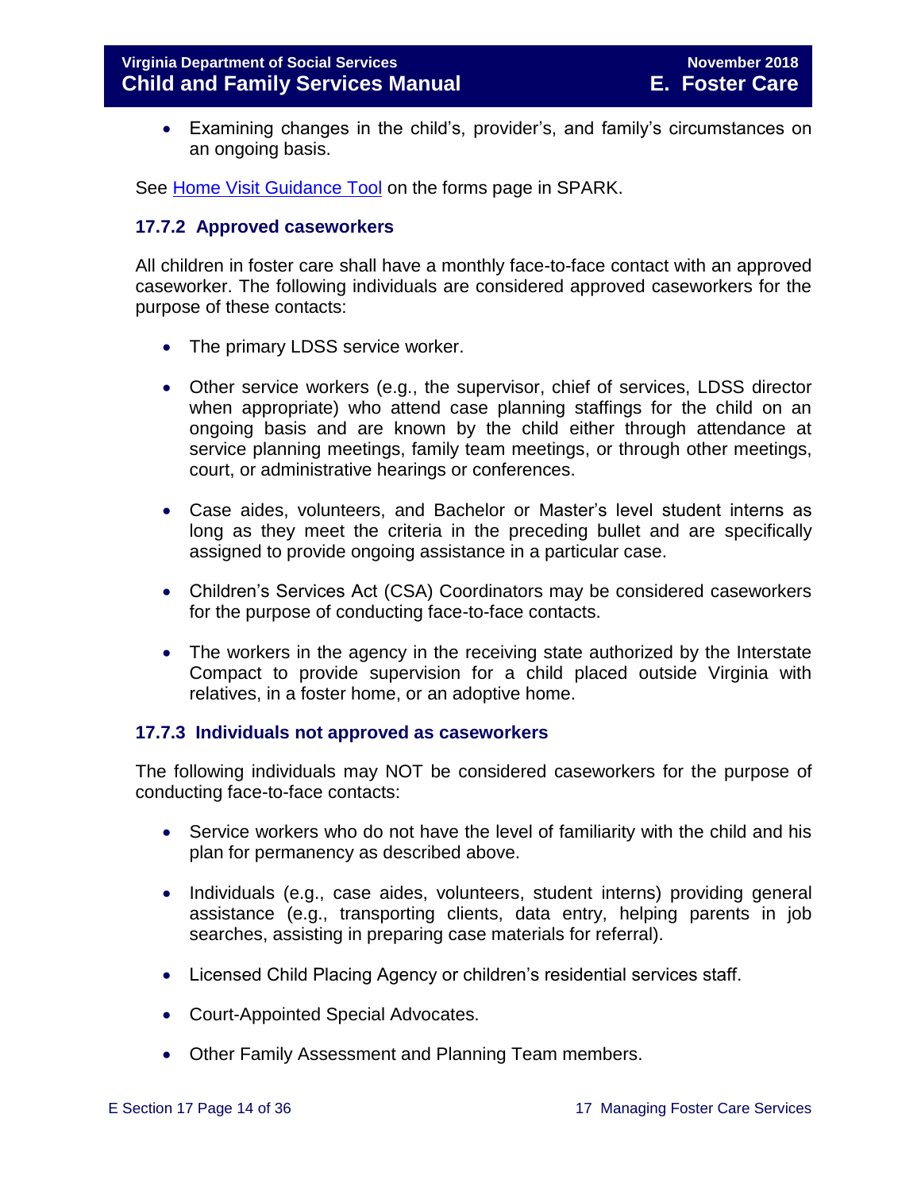- Examining changes in the child's, provider's, and family's circumstances on an ongoing basis.

See [Home Visit Guidance Tool](Home Visit Guidance Tool) on the forms page in SPARK.

### 17.7.2 Approved caseworkers

All children in foster care shall have a monthly face-to-face contact with an approved caseworker. The following individuals are considered approved caseworkers for the purpose of these contacts:

- The primary LDSS service worker.
- Other service workers (e.g., the supervisor, chief of services, LDSS director when appropriate) who attend case planning staffings for the child on an ongoing basis and are known by the child either through attendance at service planning meetings, family team meetings, or through other meetings, court, or administrative hearings or conferences.
- Case aides, volunteers, and Bachelor or Master's level student interns as long as they meet the criteria in the preceding bullet and are specifically assigned to provide ongoing assistance in a particular case.
- Children's Services Act (CSA) Coordinators may be considered caseworkers for the purpose of conducting face-to-face contacts.
- The workers in the agency in the receiving state authorized by the Interstate Compact to provide supervision for a child placed outside Virginia with relatives, in a foster home, or an adoptive home.

### 17.7.3 Individuals not approved as caseworkers

The following individuals may NOT be considered caseworkers for the purpose of conducting face-to-face contacts:

- Service workers who do not have the level of familiarity with the child and his plan for permanency as described above.
- Individuals (e.g., case aides, volunteers, student interns) providing general assistance (e.g., transporting clients, data entry, helping parents in job searches, assisting in preparing case materials for referral).
- Licensed Child Placing Agency or children's residential services staff.
- Court-Appointed Special Advocates.
- Other Family Assessment and Planning Team members.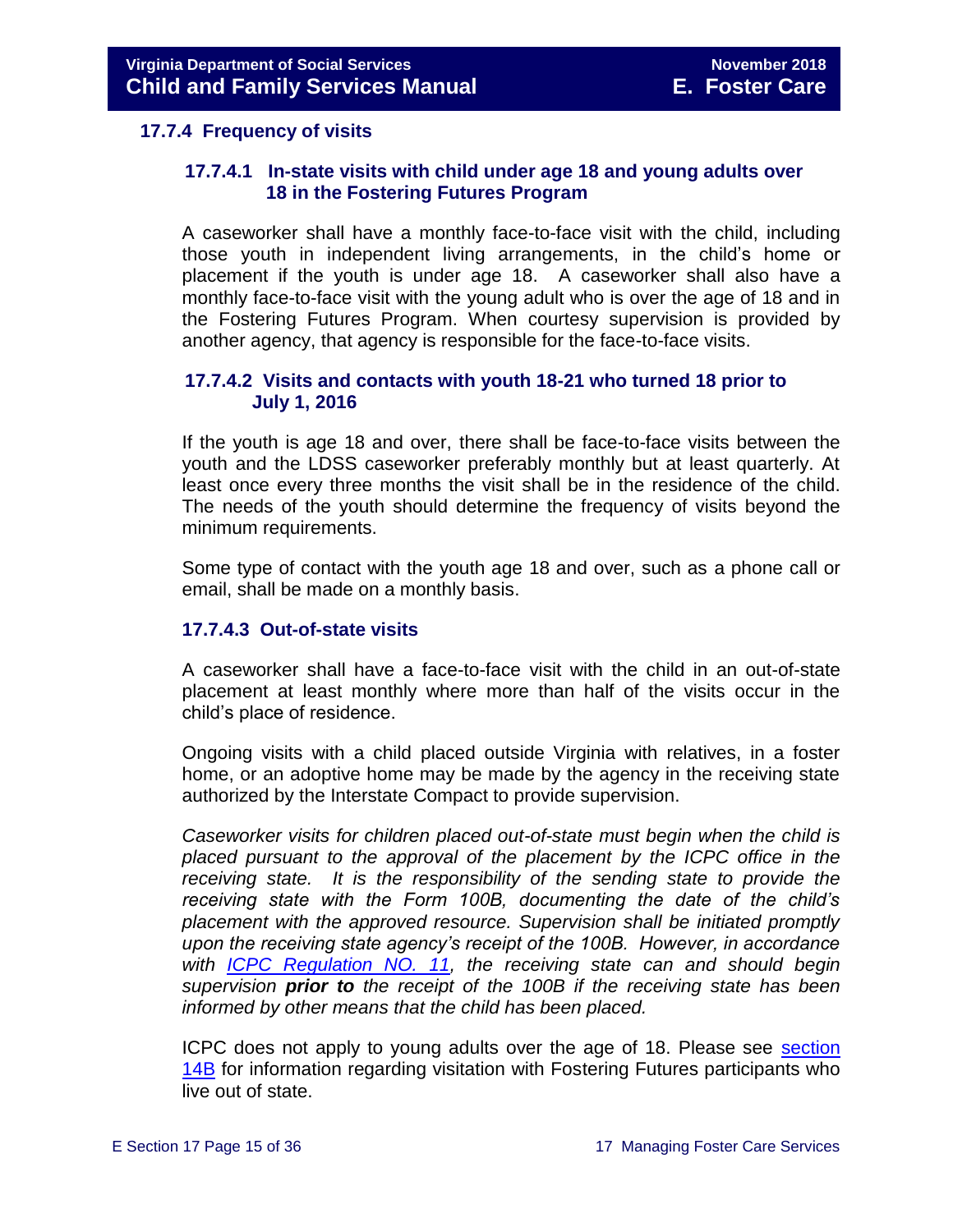### 17.7.4 Frequency of visits

#### 17.7.4.1 In-state visits with child under age 18 and young adults over 18 in the Fostering Futures Program

A caseworker shall have a monthly face-to-face visit with the child, including those youth in independent living arrangements, in the child's home or placement if the youth is under age 18. A caseworker shall also have a monthly face-to-face visit with the young adult who is over the age of 18 and in the Fostering Futures Program. When courtesy supervision is provided by another agency, that agency is responsible for the face-to-face visits.

#### 17.7.4.2 Visits and contacts with youth 18-21 who turned 18 prior to July 1, 2016

If the youth is age 18 and over, there shall be face-to-face visits between the youth and the LDSS caseworker preferably monthly but at least quarterly. At least once every three months the visit shall be in the residence of the child. The needs of the youth should determine the frequency of visits beyond the minimum requirements.

Some type of contact with the youth age 18 and over, such as a phone call or email, shall be made on a monthly basis.

#### 17.7.4.3 Out-of-state visits

A caseworker shall have a face-to-face visit with the child in an out-of-state placement at least monthly where more than half of the visits occur in the child's place of residence.

Ongoing visits with a child placed outside Virginia with relatives, in a foster home, or an adoptive home may be made by the agency in the receiving state authorized by the Interstate Compact to provide supervision.

*Caseworker visits for children placed out-of-state must begin when the child is placed pursuant to the approval of the placement by the ICPC office in the receiving state. It is the responsibility of the sending state to provide the receiving state with the Form 100B, documenting the date of the child's placement with the approved resource. Supervision shall be initiated promptly upon the receiving state agency's receipt of the 100B. However, in accordance with ICPC Regulation NO. 11, the receiving state can and should begin supervision* ***prior to*** *the receipt of the 100B if the receiving state has been informed by other means that the child has been placed.*

ICPC does not apply to young adults over the age of 18. Please see section 14B for information regarding visitation with Fostering Futures participants who live out of state.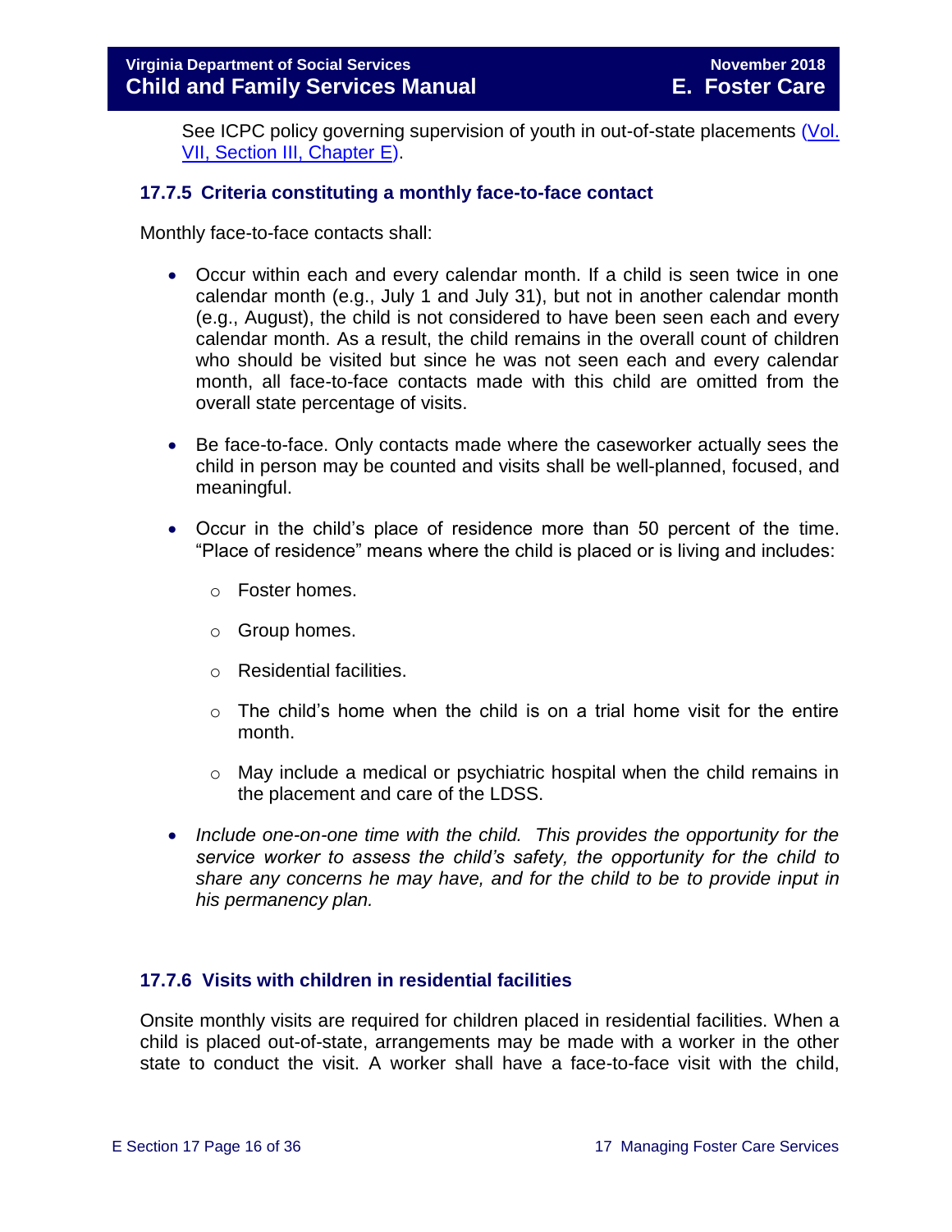See ICPC policy governing supervision of youth in out-of-state placements [(Vol. VII, Section III, Chapter E)](#).

### 17.7.5 Criteria constituting a monthly face-to-face contact

Monthly face-to-face contacts shall:

- Occur within each and every calendar month. If a child is seen twice in one calendar month (e.g., July 1 and July 31), but not in another calendar month (e.g., August), the child is not considered to have been seen each and every calendar month. As a result, the child remains in the overall count of children who should be visited but since he was not seen each and every calendar month, all face-to-face contacts made with this child are omitted from the overall state percentage of visits.

- Be face-to-face. Only contacts made where the caseworker actually sees the child in person may be counted and visits shall be well-planned, focused, and meaningful.

- Occur in the child's place of residence more than 50 percent of the time. "Place of residence" means where the child is placed or is living and includes:

  - Foster homes.
  - Group homes.
  - Residential facilities.
  - The child's home when the child is on a trial home visit for the entire month.
  - May include a medical or psychiatric hospital when the child remains in the placement and care of the LDSS.

- *Include one-on-one time with the child. This provides the opportunity for the service worker to assess the child's safety, the opportunity for the child to share any concerns he may have, and for the child to be to provide input in his permanency plan.*

### 17.7.6 Visits with children in residential facilities

Onsite monthly visits are required for children placed in residential facilities. When a child is placed out-of-state, arrangements may be made with a worker in the other state to conduct the visit. A worker shall have a face-to-face visit with the child,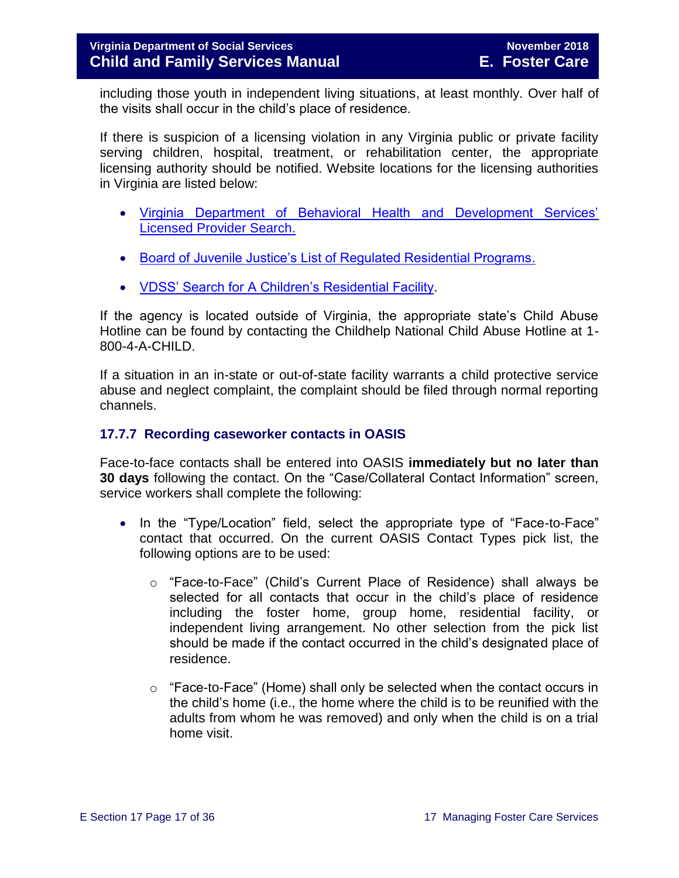including those youth in independent living situations, at least monthly. Over half of the visits shall occur in the child's place of residence.

If there is suspicion of a licensing violation in any Virginia public or private facility serving children, hospital, treatment, or rehabilitation center, the appropriate licensing authority should be notified. Website locations for the licensing authorities in Virginia are listed below:

- Virginia Department of Behavioral Health and Development Services' Licensed Provider Search.
- Board of Juvenile Justice's List of Regulated Residential Programs.
- VDSS' Search for A Children's Residential Facility.

If the agency is located outside of Virginia, the appropriate state's Child Abuse Hotline can be found by contacting the Childhelp National Child Abuse Hotline at 1-800-4-A-CHILD.

If a situation in an in-state or out-of-state facility warrants a child protective service abuse and neglect complaint, the complaint should be filed through normal reporting channels.

### 17.7.7 Recording caseworker contacts in OASIS

Face-to-face contacts shall be entered into OASIS **immediately but no later than 30 days** following the contact. On the "Case/Collateral Contact Information" screen, service workers shall complete the following:

- In the "Type/Location" field, select the appropriate type of "Face-to-Face" contact that occurred. On the current OASIS Contact Types pick list, the following options are to be used:
  - "Face-to-Face" (Child's Current Place of Residence) shall always be selected for all contacts that occur in the child's place of residence including the foster home, group home, residential facility, or independent living arrangement. No other selection from the pick list should be made if the contact occurred in the child's designated place of residence.
  - "Face-to-Face" (Home) shall only be selected when the contact occurs in the child's home (i.e., the home where the child is to be reunified with the adults from whom he was removed) and only when the child is on a trial home visit.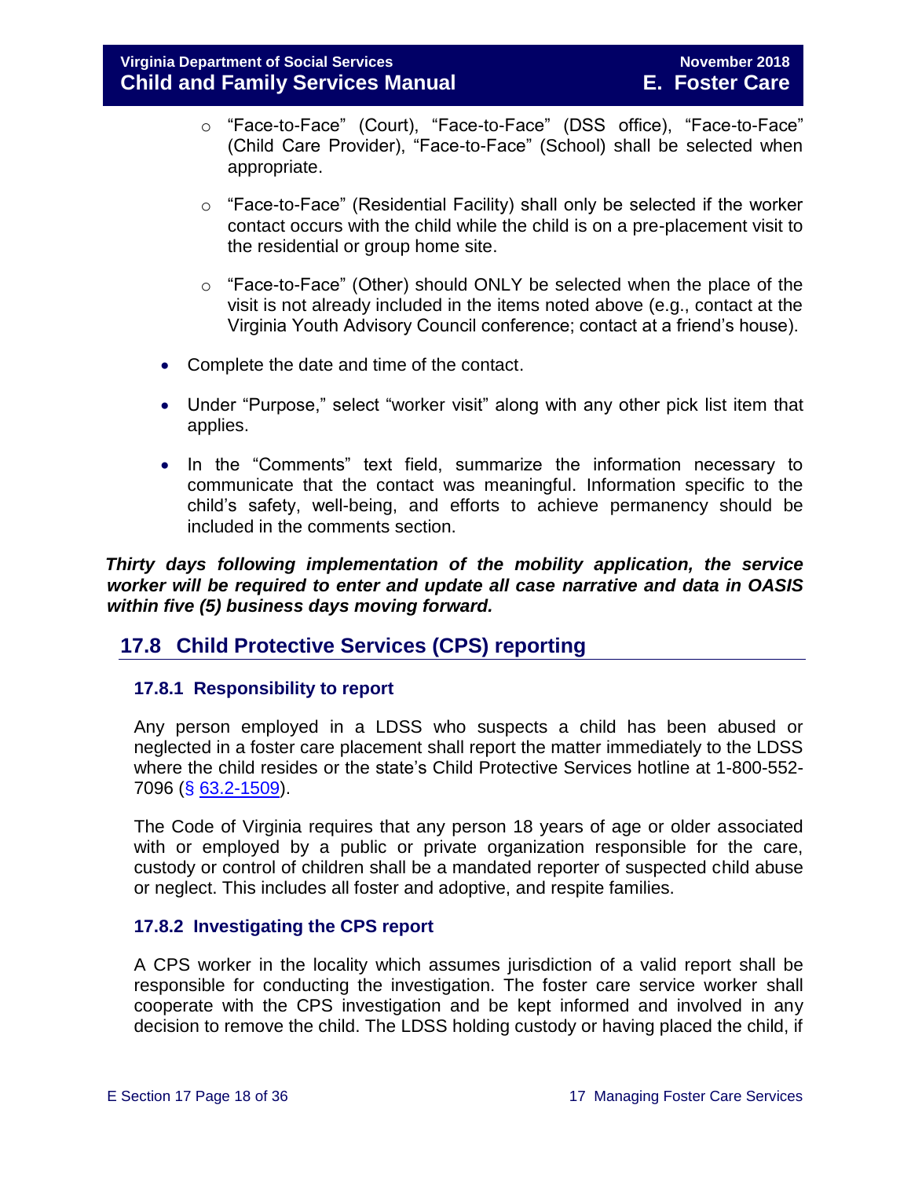- "Face-to-Face" (Court), "Face-to-Face" (DSS office), "Face-to-Face" (Child Care Provider), "Face-to-Face" (School) shall be selected when appropriate.

    - "Face-to-Face" (Residential Facility) shall only be selected if the worker contact occurs with the child while the child is on a pre-placement visit to the residential or group home site.

    - "Face-to-Face" (Other) should ONLY be selected when the place of the visit is not already included in the items noted above (e.g., contact at the Virginia Youth Advisory Council conference; contact at a friend's house).

- Complete the date and time of the contact.

- Under "Purpose," select "worker visit" along with any other pick list item that applies.

- In the "Comments" text field, summarize the information necessary to communicate that the contact was meaningful. Information specific to the child's safety, well-being, and efforts to achieve permanency should be included in the comments section.

***Thirty days following implementation of the mobility application, the service worker will be required to enter and update all case narrative and data in OASIS within five (5) business days moving forward.***

## 17.8 Child Protective Services (CPS) reporting

### 17.8.1 Responsibility to report

Any person employed in a LDSS who suspects a child has been abused or neglected in a foster care placement shall report the matter immediately to the LDSS where the child resides or the state's Child Protective Services hotline at 1-800-552-7096 ([§ 63.2-1509](https://law.lis.virginia.gov/vacode/63.2-1509/)).

The Code of Virginia requires that any person 18 years of age or older associated with or employed by a public or private organization responsible for the care, custody or control of children shall be a mandated reporter of suspected child abuse or neglect. This includes all foster and adoptive, and respite families.

### 17.8.2 Investigating the CPS report

A CPS worker in the locality which assumes jurisdiction of a valid report shall be responsible for conducting the investigation. The foster care service worker shall cooperate with the CPS investigation and be kept informed and involved in any decision to remove the child. The LDSS holding custody or having placed the child, if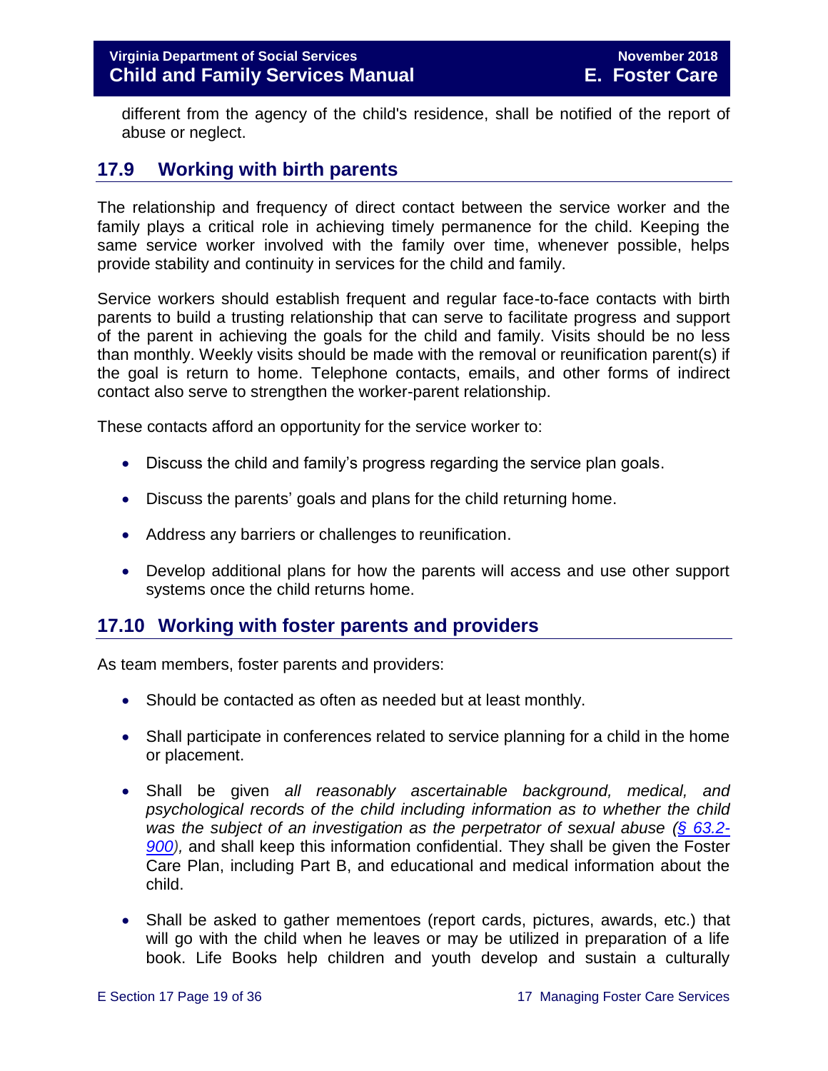different from the agency of the child's residence, shall be notified of the report of abuse or neglect.

## 17.9 Working with birth parents

The relationship and frequency of direct contact between the service worker and the family plays a critical role in achieving timely permanence for the child. Keeping the same service worker involved with the family over time, whenever possible, helps provide stability and continuity in services for the child and family.

Service workers should establish frequent and regular face-to-face contacts with birth parents to build a trusting relationship that can serve to facilitate progress and support of the parent in achieving the goals for the child and family. Visits should be no less than monthly. Weekly visits should be made with the removal or reunification parent(s) if the goal is return to home. Telephone contacts, emails, and other forms of indirect contact also serve to strengthen the worker-parent relationship.

These contacts afford an opportunity for the service worker to:

- Discuss the child and family's progress regarding the service plan goals.
- Discuss the parents' goals and plans for the child returning home.
- Address any barriers or challenges to reunification.
- Develop additional plans for how the parents will access and use other support systems once the child returns home.

## 17.10 Working with foster parents and providers

As team members, foster parents and providers:

- Should be contacted as often as needed but at least monthly.
- Shall participate in conferences related to service planning for a child in the home or placement.
- Shall be given *all reasonably ascertainable background, medical, and psychological records of the child including information as to whether the child was the subject of an investigation as the perpetrator of sexual abuse ([§ 63.2-900](#)),* and shall keep this information confidential. They shall be given the Foster Care Plan, including Part B, and educational and medical information about the child.
- Shall be asked to gather mementoes (report cards, pictures, awards, etc.) that will go with the child when he leaves or may be utilized in preparation of a life book. Life Books help children and youth develop and sustain a culturally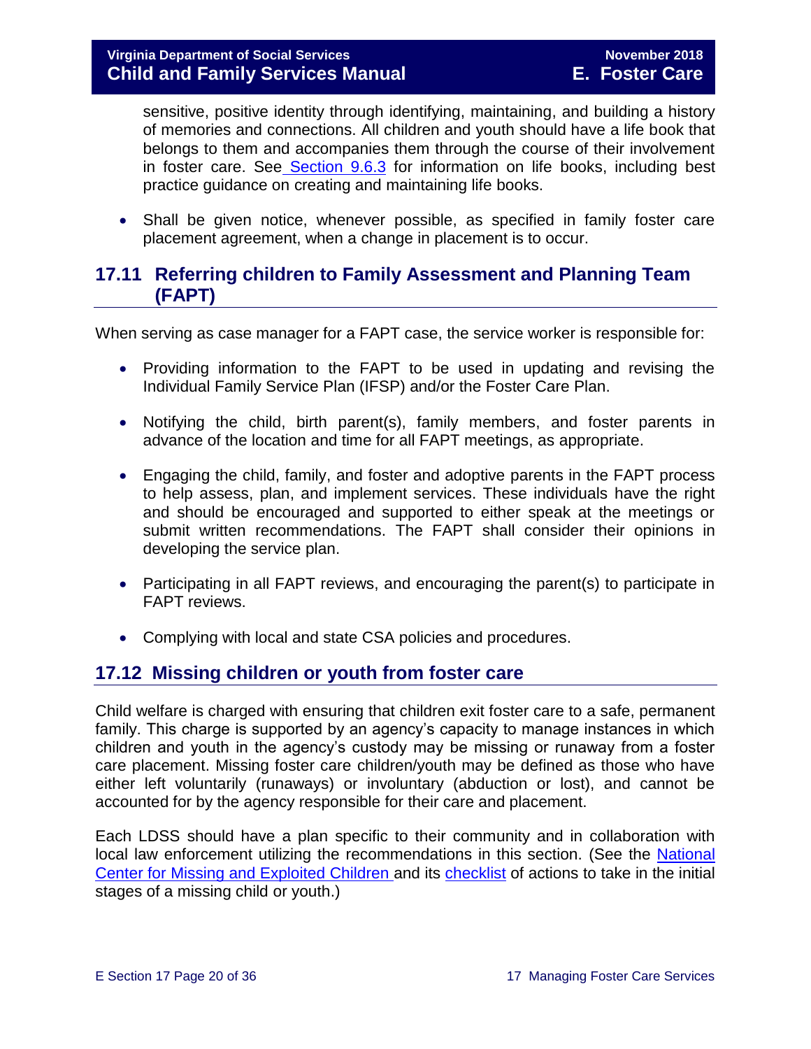sensitive, positive identity through identifying, maintaining, and building a history of memories and connections. All children and youth should have a life book that belongs to them and accompanies them through the course of their involvement in foster care. See Section 9.6.3 for information on life books, including best practice guidance on creating and maintaining life books.

- Shall be given notice, whenever possible, as specified in family foster care placement agreement, when a change in placement is to occur.

## 17.11 Referring children to Family Assessment and Planning Team (FAPT)

When serving as case manager for a FAPT case, the service worker is responsible for:

- Providing information to the FAPT to be used in updating and revising the Individual Family Service Plan (IFSP) and/or the Foster Care Plan.
- Notifying the child, birth parent(s), family members, and foster parents in advance of the location and time for all FAPT meetings, as appropriate.
- Engaging the child, family, and foster and adoptive parents in the FAPT process to help assess, plan, and implement services. These individuals have the right and should be encouraged and supported to either speak at the meetings or submit written recommendations. The FAPT shall consider their opinions in developing the service plan.
- Participating in all FAPT reviews, and encouraging the parent(s) to participate in FAPT reviews.
- Complying with local and state CSA policies and procedures.

## 17.12 Missing children or youth from foster care

Child welfare is charged with ensuring that children exit foster care to a safe, permanent family. This charge is supported by an agency's capacity to manage instances in which children and youth in the agency's custody may be missing or runaway from a foster care placement. Missing foster care children/youth may be defined as those who have either left voluntarily (runaways) or involuntary (abduction or lost), and cannot be accounted for by the agency responsible for their care and placement.

Each LDSS should have a plan specific to their community and in collaboration with local law enforcement utilizing the recommendations in this section. (See the National Center for Missing and Exploited Children and its checklist of actions to take in the initial stages of a missing child or youth.)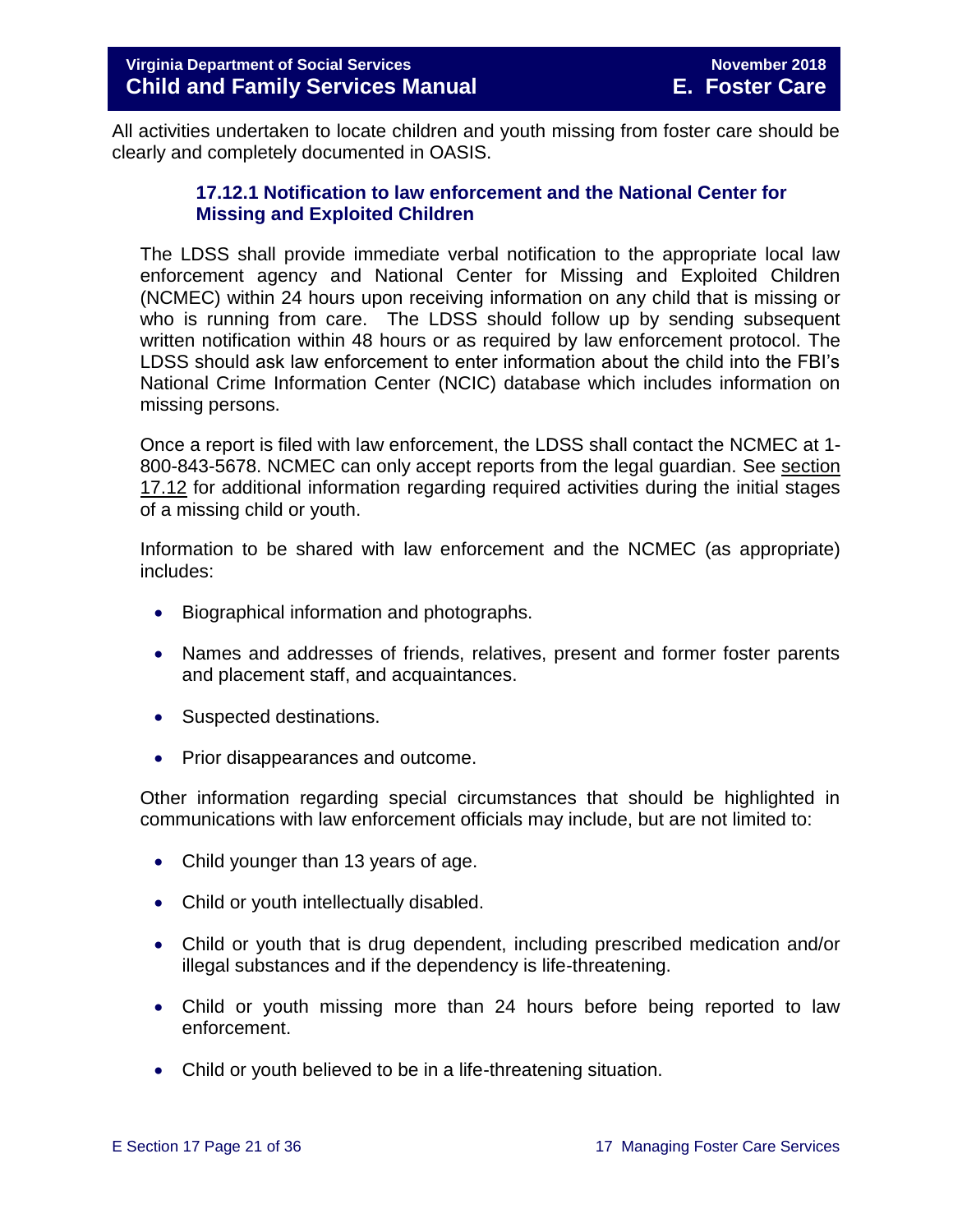All activities undertaken to locate children and youth missing from foster care should be clearly and completely documented in OASIS.

### 17.12.1 Notification to law enforcement and the National Center for Missing and Exploited Children

The LDSS shall provide immediate verbal notification to the appropriate local law enforcement agency and National Center for Missing and Exploited Children (NCMEC) within 24 hours upon receiving information on any child that is missing or who is running from care. The LDSS should follow up by sending subsequent written notification within 48 hours or as required by law enforcement protocol. The LDSS should ask law enforcement to enter information about the child into the FBI's National Crime Information Center (NCIC) database which includes information on missing persons.

Once a report is filed with law enforcement, the LDSS shall contact the NCMEC at 1-800-843-5678. NCMEC can only accept reports from the legal guardian. See section 17.12 for additional information regarding required activities during the initial stages of a missing child or youth.

Information to be shared with law enforcement and the NCMEC (as appropriate) includes:

- Biographical information and photographs.
- Names and addresses of friends, relatives, present and former foster parents and placement staff, and acquaintances.
- Suspected destinations.
- Prior disappearances and outcome.

Other information regarding special circumstances that should be highlighted in communications with law enforcement officials may include, but are not limited to:

- Child younger than 13 years of age.
- Child or youth intellectually disabled.
- Child or youth that is drug dependent, including prescribed medication and/or illegal substances and if the dependency is life-threatening.
- Child or youth missing more than 24 hours before being reported to law enforcement.
- Child or youth believed to be in a life-threatening situation.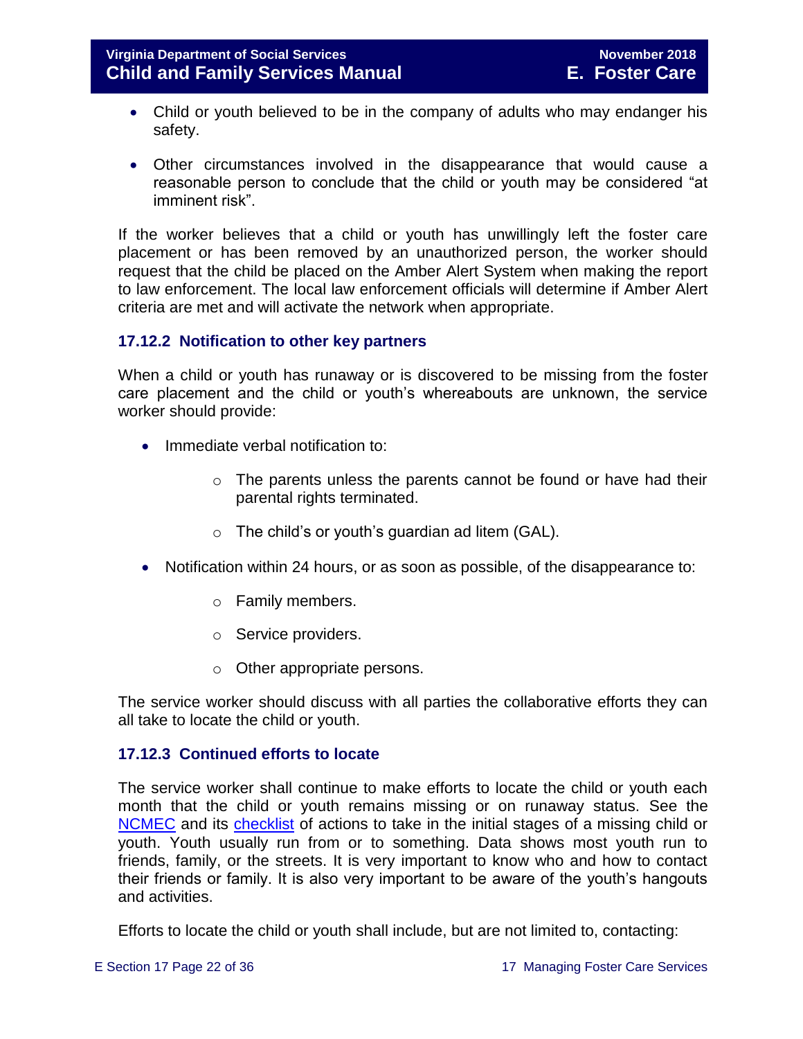- Child or youth believed to be in the company of adults who may endanger his safety.

- Other circumstances involved in the disappearance that would cause a reasonable person to conclude that the child or youth may be considered "at imminent risk".

If the worker believes that a child or youth has unwillingly left the foster care placement or has been removed by an unauthorized person, the worker should request that the child be placed on the Amber Alert System when making the report to law enforcement. The local law enforcement officials will determine if Amber Alert criteria are met and will activate the network when appropriate.

### 17.12.2 Notification to other key partners

When a child or youth has runaway or is discovered to be missing from the foster care placement and the child or youth's whereabouts are unknown, the service worker should provide:

- Immediate verbal notification to:
  - The parents unless the parents cannot be found or have had their parental rights terminated.
  - The child's or youth's guardian ad litem (GAL).
- Notification within 24 hours, or as soon as possible, of the disappearance to:
  - Family members.
  - Service providers.
  - Other appropriate persons.

The service worker should discuss with all parties the collaborative efforts they can all take to locate the child or youth.

### 17.12.3 Continued efforts to locate

The service worker shall continue to make efforts to locate the child or youth each month that the child or youth remains missing or on runaway status. See the NCMEC and its checklist of actions to take in the initial stages of a missing child or youth. Youth usually run from or to something. Data shows most youth run to friends, family, or the streets. It is very important to know who and how to contact their friends or family. It is also very important to be aware of the youth's hangouts and activities.

Efforts to locate the child or youth shall include, but are not limited to, contacting: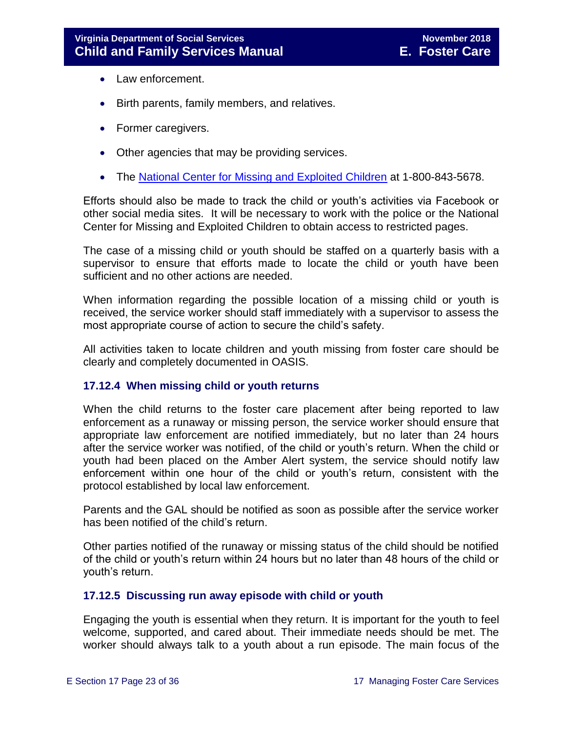- Law enforcement.
- Birth parents, family members, and relatives.
- Former caregivers.
- Other agencies that may be providing services.
- The [National Center for Missing and Exploited Children] at 1-800-843-5678.

Efforts should also be made to track the child or youth's activities via Facebook or other social media sites. It will be necessary to work with the police or the National Center for Missing and Exploited Children to obtain access to restricted pages.

The case of a missing child or youth should be staffed on a quarterly basis with a supervisor to ensure that efforts made to locate the child or youth have been sufficient and no other actions are needed.

When information regarding the possible location of a missing child or youth is received, the service worker should staff immediately with a supervisor to assess the most appropriate course of action to secure the child's safety.

All activities taken to locate children and youth missing from foster care should be clearly and completely documented in OASIS.

### 17.12.4 When missing child or youth returns

When the child returns to the foster care placement after being reported to law enforcement as a runaway or missing person, the service worker should ensure that appropriate law enforcement are notified immediately, but no later than 24 hours after the service worker was notified, of the child or youth's return. When the child or youth had been placed on the Amber Alert system, the service should notify law enforcement within one hour of the child or youth's return, consistent with the protocol established by local law enforcement.

Parents and the GAL should be notified as soon as possible after the service worker has been notified of the child's return.

Other parties notified of the runaway or missing status of the child should be notified of the child or youth's return within 24 hours but no later than 48 hours of the child or youth's return.

### 17.12.5 Discussing run away episode with child or youth

Engaging the youth is essential when they return. It is important for the youth to feel welcome, supported, and cared about. Their immediate needs should be met. The worker should always talk to a youth about a run episode. The main focus of the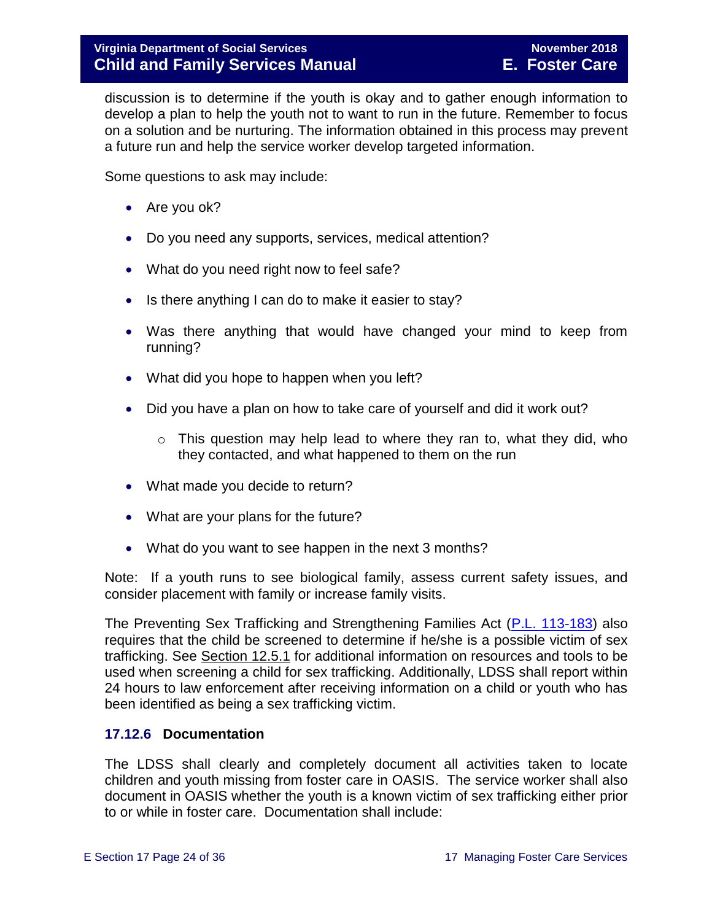discussion is to determine if the youth is okay and to gather enough information to develop a plan to help the youth not to want to run in the future. Remember to focus on a solution and be nurturing. The information obtained in this process may prevent a future run and help the service worker develop targeted information.

Some questions to ask may include:

- Are you ok?
- Do you need any supports, services, medical attention?
- What do you need right now to feel safe?
- Is there anything I can do to make it easier to stay?
- Was there anything that would have changed your mind to keep from running?
- What did you hope to happen when you left?
- Did you have a plan on how to take care of yourself and did it work out?
    - This question may help lead to where they ran to, what they did, who they contacted, and what happened to them on the run
- What made you decide to return?
- What are your plans for the future?
- What do you want to see happen in the next 3 months?

Note: If a youth runs to see biological family, assess current safety issues, and consider placement with family or increase family visits.

The Preventing Sex Trafficking and Strengthening Families Act (P.L. 113-183) also requires that the child be screened to determine if he/she is a possible victim of sex trafficking. See Section 12.5.1 for additional information on resources and tools to be used when screening a child for sex trafficking. Additionally, LDSS shall report within 24 hours to law enforcement after receiving information on a child or youth who has been identified as being a sex trafficking victim.

### 17.12.6 Documentation

The LDSS shall clearly and completely document all activities taken to locate children and youth missing from foster care in OASIS. The service worker shall also document in OASIS whether the youth is a known victim of sex trafficking either prior to or while in foster care. Documentation shall include: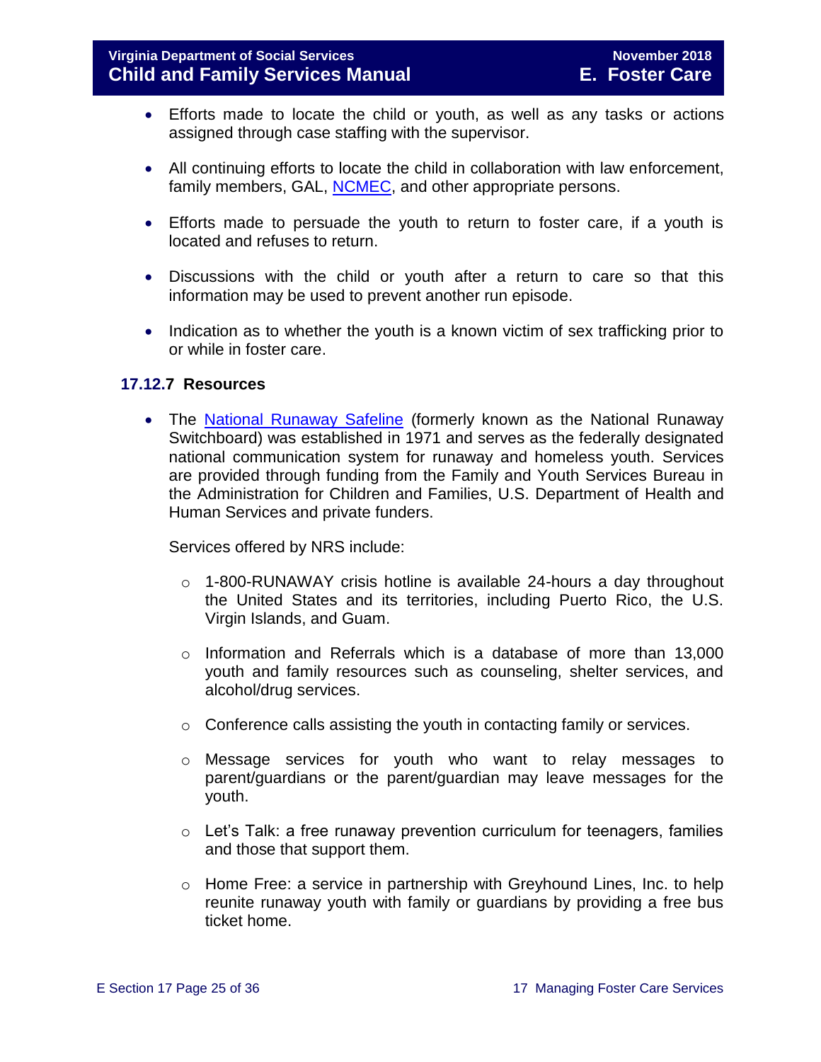- Efforts made to locate the child or youth, as well as any tasks or actions assigned through case staffing with the supervisor.

- All continuing efforts to locate the child in collaboration with law enforcement, family members, GAL, NCMEC, and other appropriate persons.

- Efforts made to persuade the youth to return to foster care, if a youth is located and refuses to return.

- Discussions with the child or youth after a return to care so that this information may be used to prevent another run episode.

- Indication as to whether the youth is a known victim of sex trafficking prior to or while in foster care.

### 17.12.7 Resources

- The National Runaway Safeline (formerly known as the National Runaway Switchboard) was established in 1971 and serves as the federally designated national communication system for runaway and homeless youth. Services are provided through funding from the Family and Youth Services Bureau in the Administration for Children and Families, U.S. Department of Health and Human Services and private funders.

  Services offered by NRS include:

  - 1-800-RUNAWAY crisis hotline is available 24-hours a day throughout the United States and its territories, including Puerto Rico, the U.S. Virgin Islands, and Guam.

  - Information and Referrals which is a database of more than 13,000 youth and family resources such as counseling, shelter services, and alcohol/drug services.

  - Conference calls assisting the youth in contacting family or services.

  - Message services for youth who want to relay messages to parent/guardians or the parent/guardian may leave messages for the youth.

  - Let's Talk: a free runaway prevention curriculum for teenagers, families and those that support them.

  - Home Free: a service in partnership with Greyhound Lines, Inc. to help reunite runaway youth with family or guardians by providing a free bus ticket home.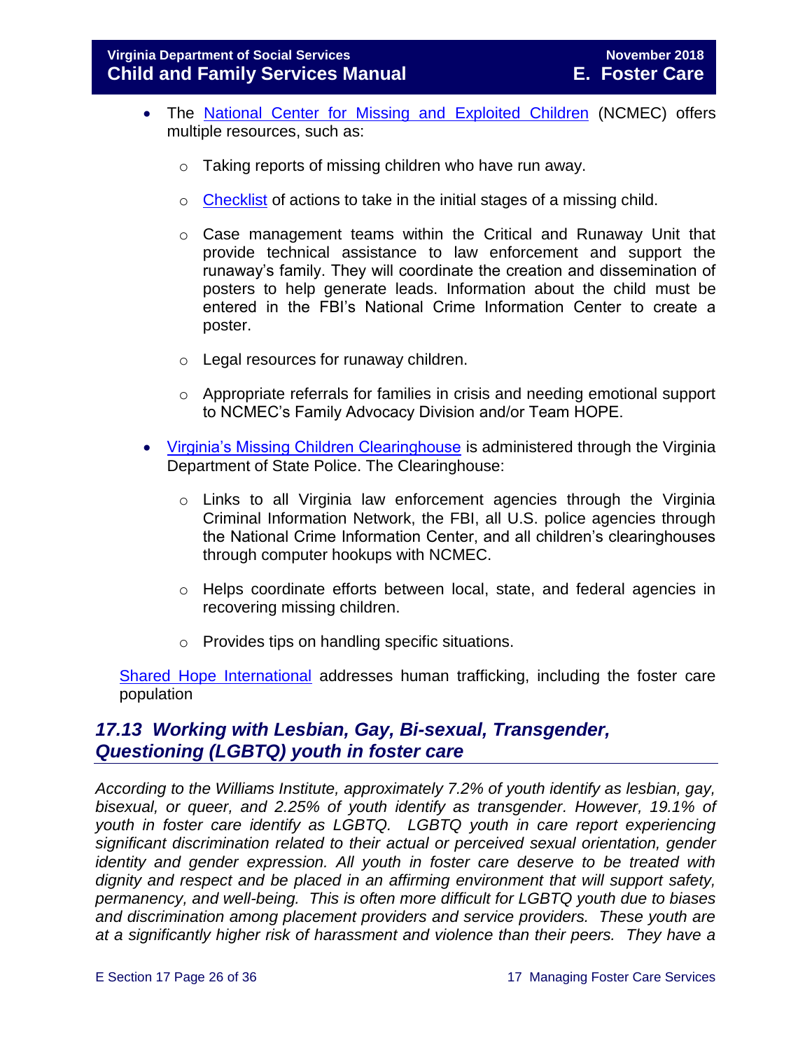- The National Center for Missing and Exploited Children (NCMEC) offers multiple resources, such as:
    - Taking reports of missing children who have run away.
    - Checklist of actions to take in the initial stages of a missing child.
    - Case management teams within the Critical and Runaway Unit that provide technical assistance to law enforcement and support the runaway's family. They will coordinate the creation and dissemination of posters to help generate leads. Information about the child must be entered in the FBI's National Crime Information Center to create a poster.
    - Legal resources for runaway children.
    - Appropriate referrals for families in crisis and needing emotional support to NCMEC's Family Advocacy Division and/or Team HOPE.
- Virginia's Missing Children Clearinghouse is administered through the Virginia Department of State Police. The Clearinghouse:
    - Links to all Virginia law enforcement agencies through the Virginia Criminal Information Network, the FBI, all U.S. police agencies through the National Crime Information Center, and all children's clearinghouses through computer hookups with NCMEC.
    - Helps coordinate efforts between local, state, and federal agencies in recovering missing children.
    - Provides tips on handling specific situations.

Shared Hope International addresses human trafficking, including the foster care population

## *17.13 Working with Lesbian, Gay, Bi-sexual, Transgender, Questioning (LGBTQ) youth in foster care*

*According to the Williams Institute, approximately 7.2% of youth identify as lesbian, gay, bisexual, or queer, and 2.25% of youth identify as transgender. However, 19.1% of youth in foster care identify as LGBTQ. LGBTQ youth in care report experiencing significant discrimination related to their actual or perceived sexual orientation, gender identity and gender expression. All youth in foster care deserve to be treated with dignity and respect and be placed in an affirming environment that will support safety, permanency, and well-being. This is often more difficult for LGBTQ youth due to biases and discrimination among placement providers and service providers. These youth are at a significantly higher risk of harassment and violence than their peers. They have a*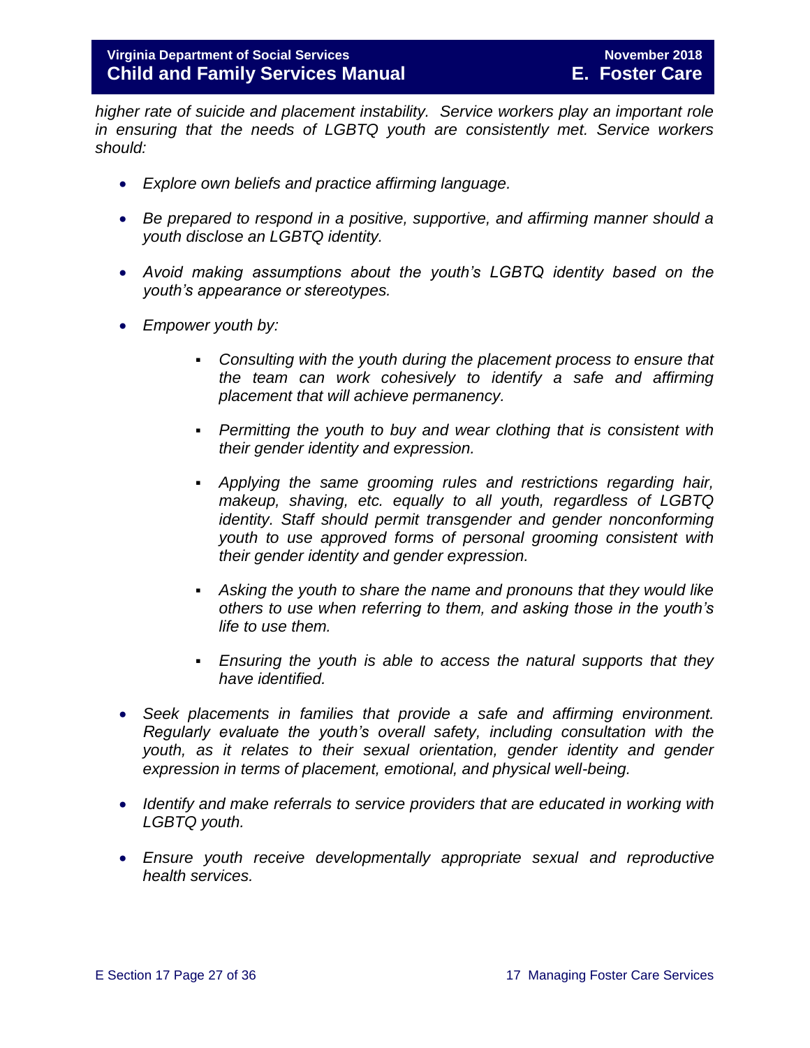*higher rate of suicide and placement instability. Service workers play an important role in ensuring that the needs of LGBTQ youth are consistently met. Service workers should:*

- *Explore own beliefs and practice affirming language.*
- *Be prepared to respond in a positive, supportive, and affirming manner should a youth disclose an LGBTQ identity.*
- *Avoid making assumptions about the youth's LGBTQ identity based on the youth's appearance or stereotypes.*
- *Empower youth by:*
    - *Consulting with the youth during the placement process to ensure that the team can work cohesively to identify a safe and affirming placement that will achieve permanency.*
    - *Permitting the youth to buy and wear clothing that is consistent with their gender identity and expression.*
    - *Applying the same grooming rules and restrictions regarding hair, makeup, shaving, etc. equally to all youth, regardless of LGBTQ identity. Staff should permit transgender and gender nonconforming youth to use approved forms of personal grooming consistent with their gender identity and gender expression.*
    - *Asking the youth to share the name and pronouns that they would like others to use when referring to them, and asking those in the youth's life to use them.*
    - *Ensuring the youth is able to access the natural supports that they have identified.*
- *Seek placements in families that provide a safe and affirming environment. Regularly evaluate the youth's overall safety, including consultation with the youth, as it relates to their sexual orientation, gender identity and gender expression in terms of placement, emotional, and physical well-being.*
- *Identify and make referrals to service providers that are educated in working with LGBTQ youth.*
- *Ensure youth receive developmentally appropriate sexual and reproductive health services.*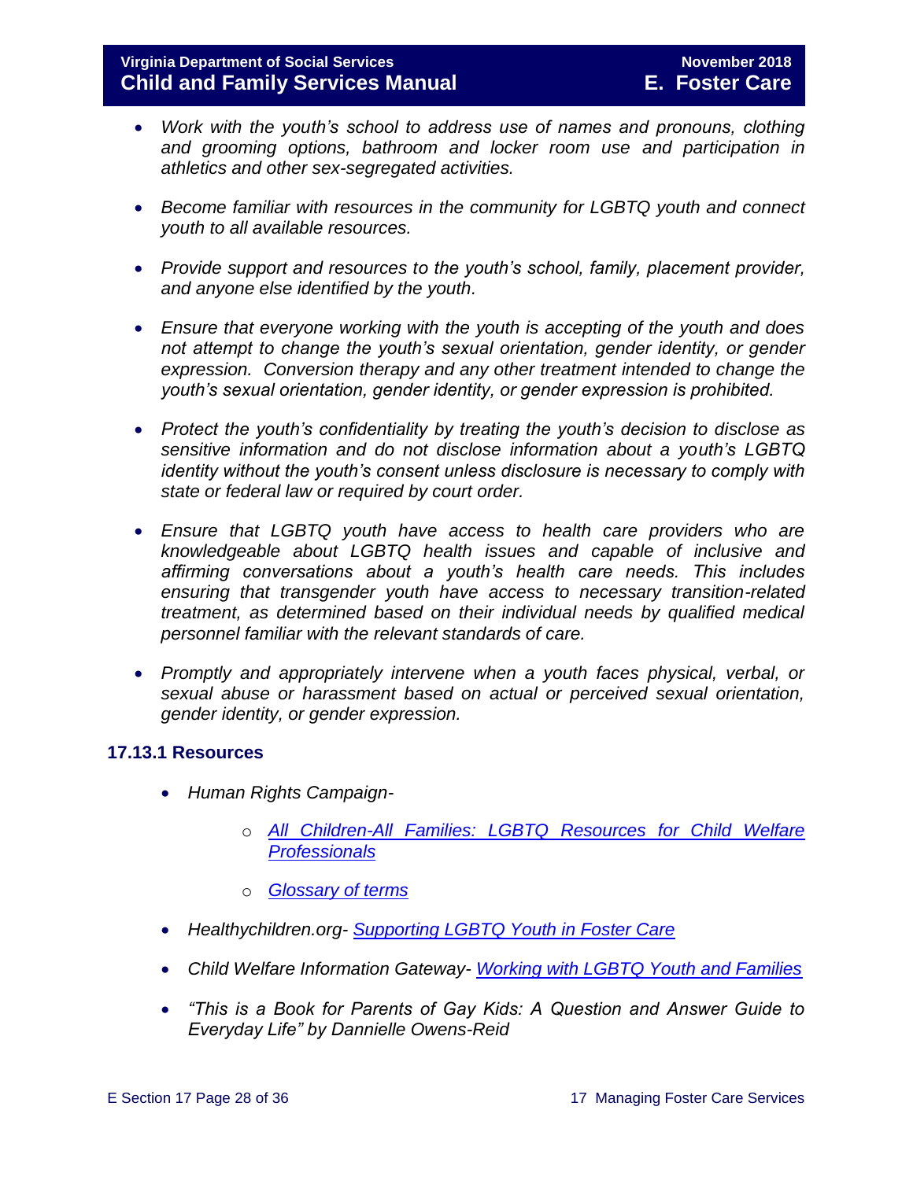- *Work with the youth's school to address use of names and pronouns, clothing and grooming options, bathroom and locker room use and participation in athletics and other sex-segregated activities.*

- *Become familiar with resources in the community for LGBTQ youth and connect youth to all available resources.*

- *Provide support and resources to the youth's school, family, placement provider, and anyone else identified by the youth.*

- *Ensure that everyone working with the youth is accepting of the youth and does not attempt to change the youth's sexual orientation, gender identity, or gender expression. Conversion therapy and any other treatment intended to change the youth's sexual orientation, gender identity, or gender expression is prohibited.*

- *Protect the youth's confidentiality by treating the youth's decision to disclose as sensitive information and do not disclose information about a youth's LGBTQ identity without the youth's consent unless disclosure is necessary to comply with state or federal law or required by court order.*

- *Ensure that LGBTQ youth have access to health care providers who are knowledgeable about LGBTQ health issues and capable of inclusive and affirming conversations about a youth's health care needs. This includes ensuring that transgender youth have access to necessary transition-related treatment, as determined based on their individual needs by qualified medical personnel familiar with the relevant standards of care.*

- *Promptly and appropriately intervene when a youth faces physical, verbal, or sexual abuse or harassment based on actual or perceived sexual orientation, gender identity, or gender expression.*

### 17.13.1 Resources

- *Human Rights Campaign-*
  - *All Children-All Families: LGBTQ Resources for Child Welfare Professionals*
  - *Glossary of terms*
- *Healthychildren.org- Supporting LGBTQ Youth in Foster Care*
- *Child Welfare Information Gateway- Working with LGBTQ Youth and Families*
- *"This is a Book for Parents of Gay Kids: A Question and Answer Guide to Everyday Life" by Dannielle Owens-Reid*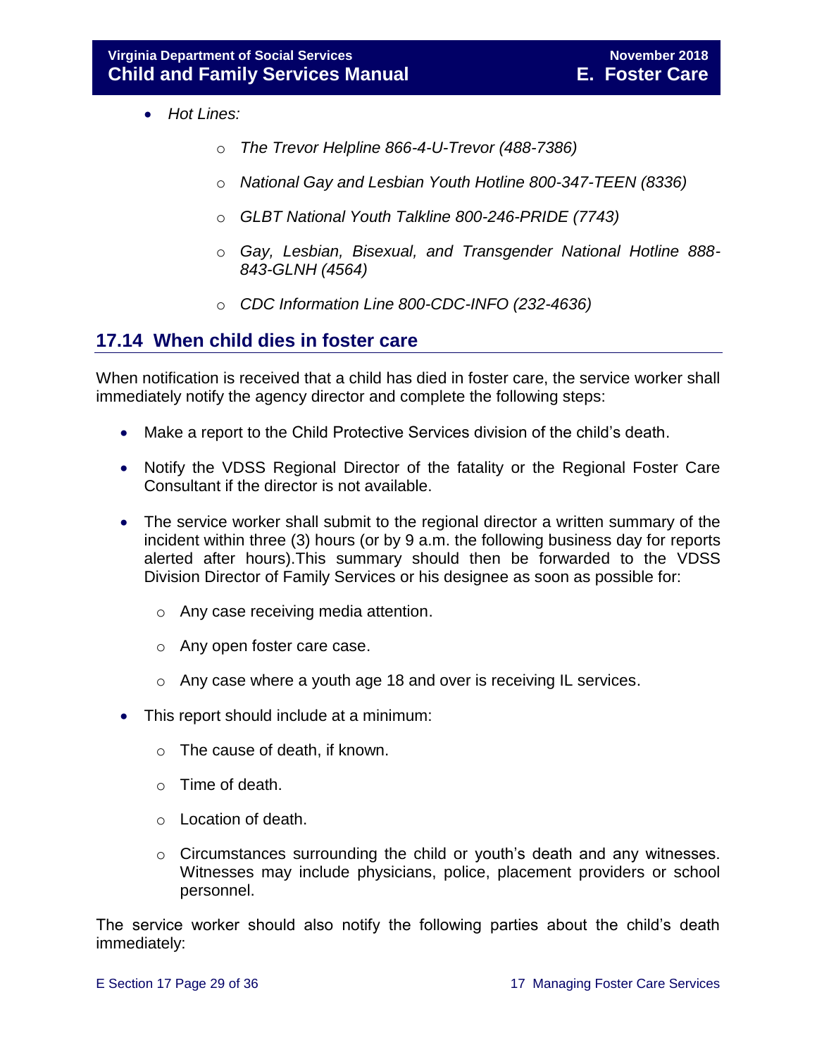- *Hot Lines:*
    - *The Trevor Helpline 866-4-U-Trevor (488-7386)*
    - *National Gay and Lesbian Youth Hotline 800-347-TEEN (8336)*
    - *GLBT National Youth Talkline 800-246-PRIDE (7743)*
    - *Gay, Lesbian, Bisexual, and Transgender National Hotline 888-843-GLNH (4564)*
    - *CDC Information Line 800-CDC-INFO (232-4636)*

## 17.14 When child dies in foster care

When notification is received that a child has died in foster care, the service worker shall immediately notify the agency director and complete the following steps:

- Make a report to the Child Protective Services division of the child's death.
- Notify the VDSS Regional Director of the fatality or the Regional Foster Care Consultant if the director is not available.
- The service worker shall submit to the regional director a written summary of the incident within three (3) hours (or by 9 a.m. the following business day for reports alerted after hours).This summary should then be forwarded to the VDSS Division Director of Family Services or his designee as soon as possible for:
    - Any case receiving media attention.
    - Any open foster care case.
    - Any case where a youth age 18 and over is receiving IL services.
- This report should include at a minimum:
    - The cause of death, if known.
    - Time of death.
    - Location of death.
    - Circumstances surrounding the child or youth's death and any witnesses. Witnesses may include physicians, police, placement providers or school personnel.

The service worker should also notify the following parties about the child's death immediately: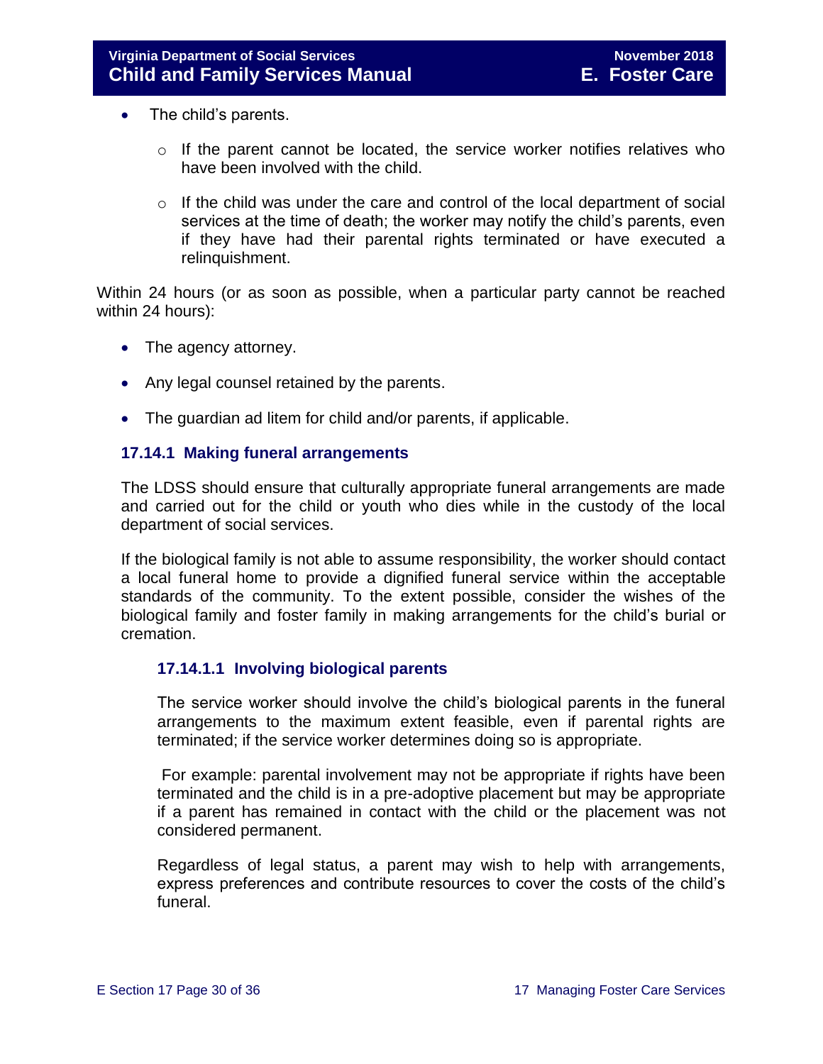- The child's parents.
  - If the parent cannot be located, the service worker notifies relatives who have been involved with the child.
  - If the child was under the care and control of the local department of social services at the time of death; the worker may notify the child's parents, even if they have had their parental rights terminated or have executed a relinquishment.

Within 24 hours (or as soon as possible, when a particular party cannot be reached within 24 hours):

- The agency attorney.
- Any legal counsel retained by the parents.
- The guardian ad litem for child and/or parents, if applicable.

### 17.14.1 Making funeral arrangements

The LDSS should ensure that culturally appropriate funeral arrangements are made and carried out for the child or youth who dies while in the custody of the local department of social services.

If the biological family is not able to assume responsibility, the worker should contact a local funeral home to provide a dignified funeral service within the acceptable standards of the community. To the extent possible, consider the wishes of the biological family and foster family in making arrangements for the child's burial or cremation.

#### 17.14.1.1 Involving biological parents

The service worker should involve the child's biological parents in the funeral arrangements to the maximum extent feasible, even if parental rights are terminated; if the service worker determines doing so is appropriate.

For example: parental involvement may not be appropriate if rights have been terminated and the child is in a pre-adoptive placement but may be appropriate if a parent has remained in contact with the child or the placement was not considered permanent.

Regardless of legal status, a parent may wish to help with arrangements, express preferences and contribute resources to cover the costs of the child's funeral.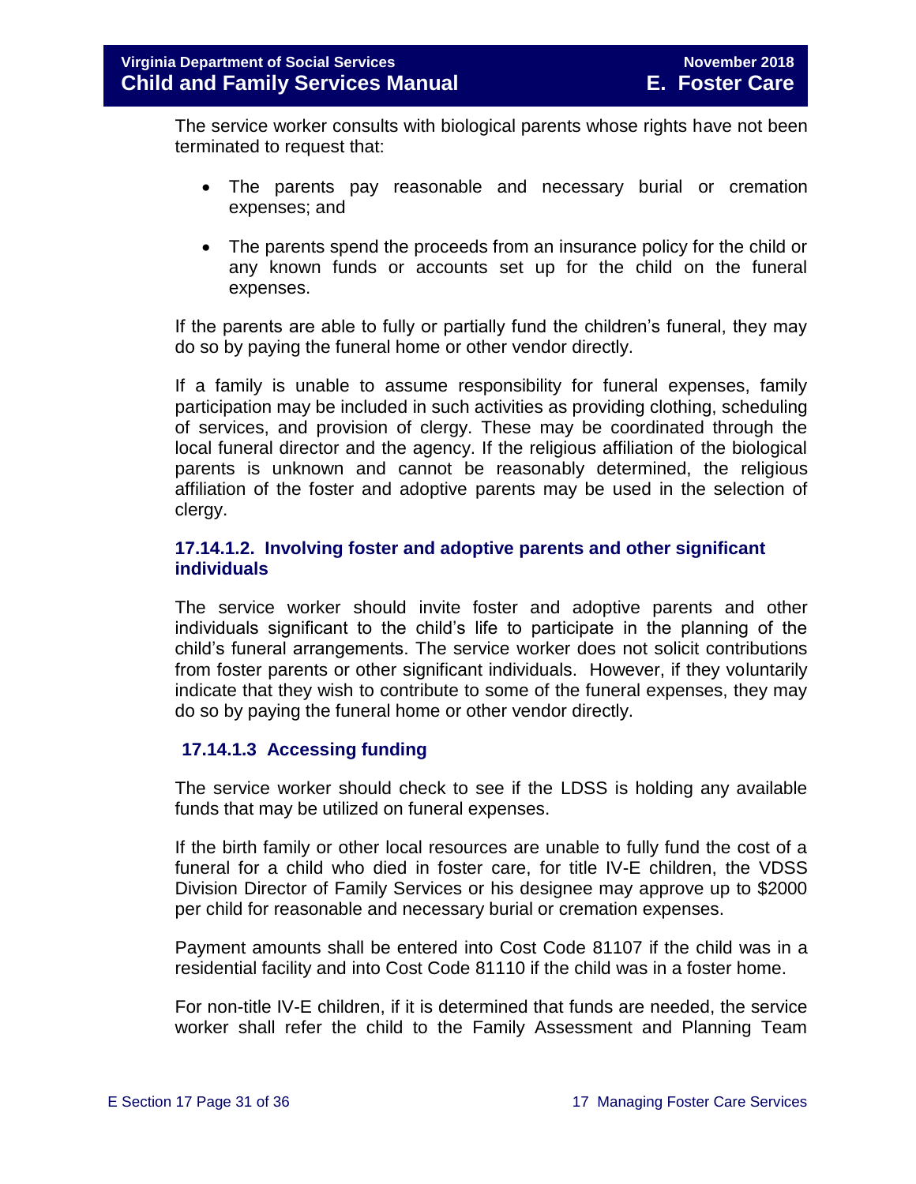The service worker consults with biological parents whose rights have not been terminated to request that:

- The parents pay reasonable and necessary burial or cremation expenses; and
- The parents spend the proceeds from an insurance policy for the child or any known funds or accounts set up for the child on the funeral expenses.

If the parents are able to fully or partially fund the children's funeral, they may do so by paying the funeral home or other vendor directly.

If a family is unable to assume responsibility for funeral expenses, family participation may be included in such activities as providing clothing, scheduling of services, and provision of clergy. These may be coordinated through the local funeral director and the agency. If the religious affiliation of the biological parents is unknown and cannot be reasonably determined, the religious affiliation of the foster and adoptive parents may be used in the selection of clergy.

#### 17.14.1.2. Involving foster and adoptive parents and other significant individuals

The service worker should invite foster and adoptive parents and other individuals significant to the child's life to participate in the planning of the child's funeral arrangements. The service worker does not solicit contributions from foster parents or other significant individuals. However, if they voluntarily indicate that they wish to contribute to some of the funeral expenses, they may do so by paying the funeral home or other vendor directly.

#### 17.14.1.3 Accessing funding

The service worker should check to see if the LDSS is holding any available funds that may be utilized on funeral expenses.

If the birth family or other local resources are unable to fully fund the cost of a funeral for a child who died in foster care, for title IV-E children, the VDSS Division Director of Family Services or his designee may approve up to $2000 per child for reasonable and necessary burial or cremation expenses.

Payment amounts shall be entered into Cost Code 81107 if the child was in a residential facility and into Cost Code 81110 if the child was in a foster home.

For non-title IV-E children, if it is determined that funds are needed, the service worker shall refer the child to the Family Assessment and Planning Team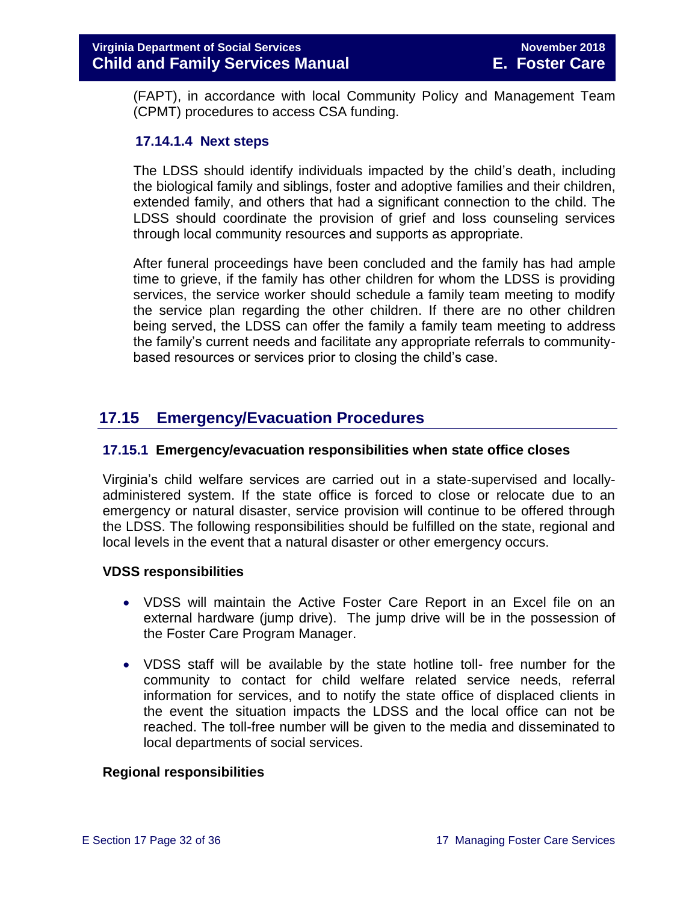(FAPT), in accordance with local Community Policy and Management Team (CPMT) procedures to access CSA funding.

#### 17.14.1.4 Next steps

The LDSS should identify individuals impacted by the child's death, including the biological family and siblings, foster and adoptive families and their children, extended family, and others that had a significant connection to the child. The LDSS should coordinate the provision of grief and loss counseling services through local community resources and supports as appropriate.

After funeral proceedings have been concluded and the family has had ample time to grieve, if the family has other children for whom the LDSS is providing services, the service worker should schedule a family team meeting to modify the service plan regarding the other children. If there are no other children being served, the LDSS can offer the family a family team meeting to address the family's current needs and facilitate any appropriate referrals to community-based resources or services prior to closing the child's case.

## 17.15 Emergency/Evacuation Procedures

### 17.15.1 Emergency/evacuation responsibilities when state office closes

Virginia's child welfare services are carried out in a state-supervised and locally-administered system. If the state office is forced to close or relocate due to an emergency or natural disaster, service provision will continue to be offered through the LDSS. The following responsibilities should be fulfilled on the state, regional and local levels in the event that a natural disaster or other emergency occurs.

**VDSS responsibilities**

- VDSS will maintain the Active Foster Care Report in an Excel file on an external hardware (jump drive). The jump drive will be in the possession of the Foster Care Program Manager.
- VDSS staff will be available by the state hotline toll- free number for the community to contact for child welfare related service needs, referral information for services, and to notify the state office of displaced clients in the event the situation impacts the LDSS and the local office can not be reached. The toll-free number will be given to the media and disseminated to local departments of social services.

**Regional responsibilities**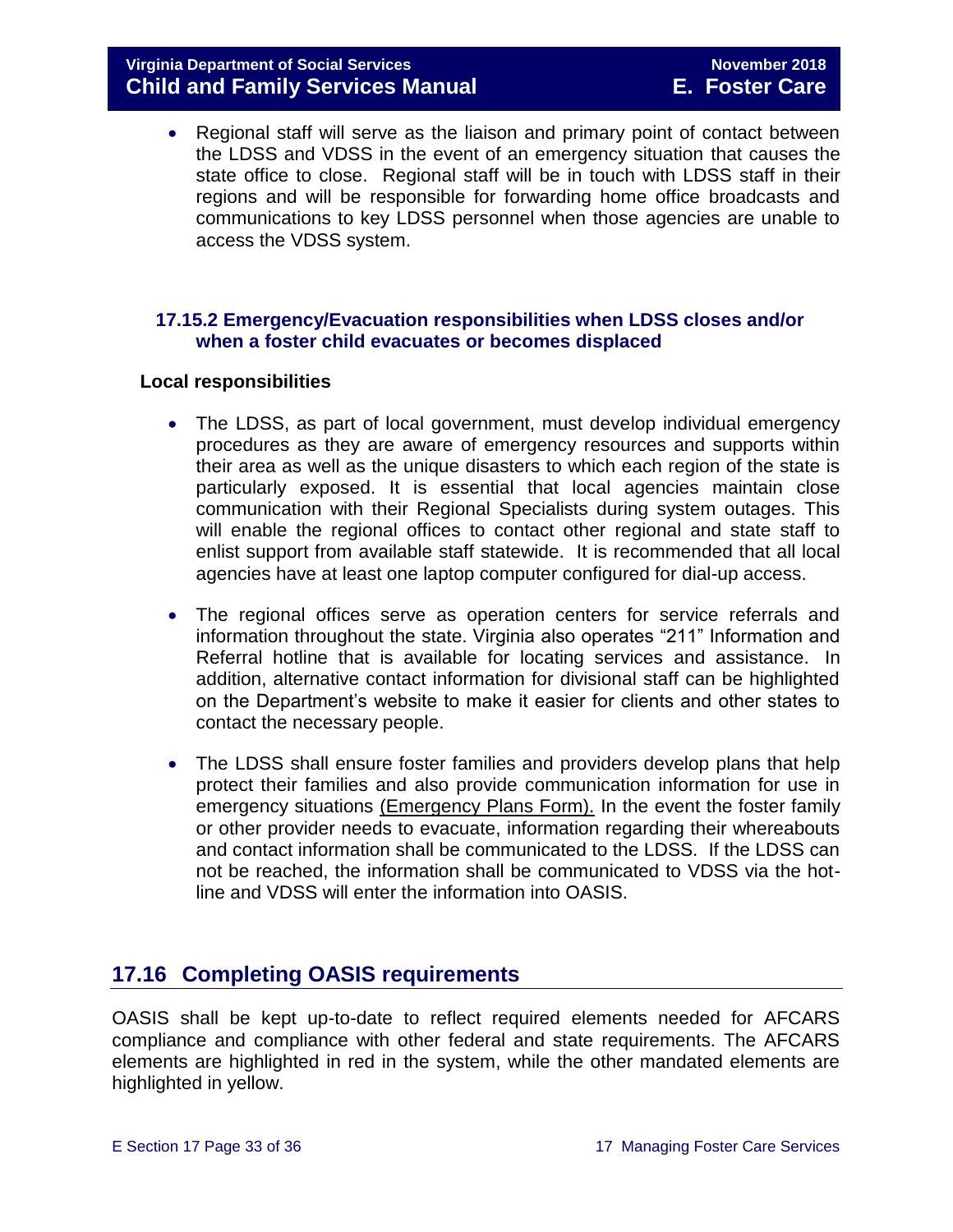- Regional staff will serve as the liaison and primary point of contact between the LDSS and VDSS in the event of an emergency situation that causes the state office to close. Regional staff will be in touch with LDSS staff in their regions and will be responsible for forwarding home office broadcasts and communications to key LDSS personnel when those agencies are unable to access the VDSS system.

### 17.15.2 Emergency/Evacuation responsibilities when LDSS closes and/or when a foster child evacuates or becomes displaced

**Local responsibilities**

- The LDSS, as part of local government, must develop individual emergency procedures as they are aware of emergency resources and supports within their area as well as the unique disasters to which each region of the state is particularly exposed. It is essential that local agencies maintain close communication with their Regional Specialists during system outages. This will enable the regional offices to contact other regional and state staff to enlist support from available staff statewide. It is recommended that all local agencies have at least one laptop computer configured for dial-up access.

- The regional offices serve as operation centers for service referrals and information throughout the state. Virginia also operates "211" Information and Referral hotline that is available for locating services and assistance. In addition, alternative contact information for divisional staff can be highlighted on the Department's website to make it easier for clients and other states to contact the necessary people.

- The LDSS shall ensure foster families and providers develop plans that help protect their families and also provide communication information for use in emergency situations (Emergency Plans Form). In the event the foster family or other provider needs to evacuate, information regarding their whereabouts and contact information shall be communicated to the LDSS. If the LDSS can not be reached, the information shall be communicated to VDSS via the hot-line and VDSS will enter the information into OASIS.

## 17.16 Completing OASIS requirements

OASIS shall be kept up-to-date to reflect required elements needed for AFCARS compliance and compliance with other federal and state requirements. The AFCARS elements are highlighted in red in the system, while the other mandated elements are highlighted in yellow.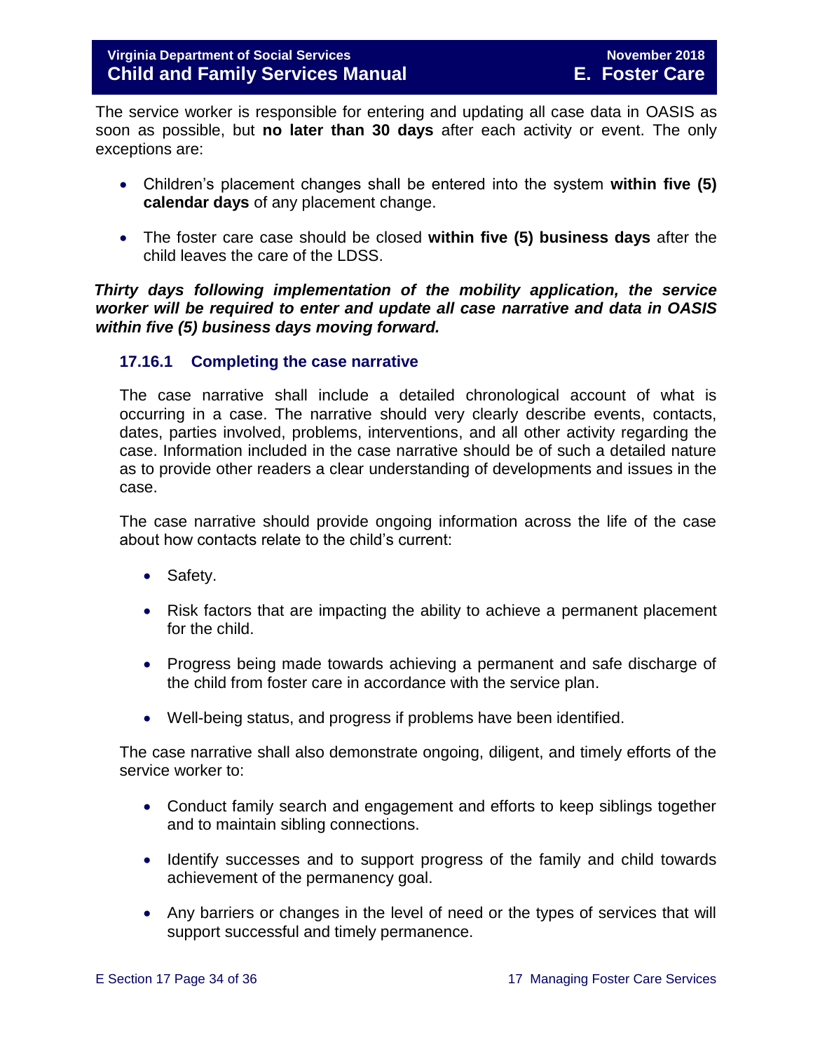The service worker is responsible for entering and updating all case data in OASIS as soon as possible, but **no later than 30 days** after each activity or event. The only exceptions are:

- Children's placement changes shall be entered into the system **within five (5) calendar days** of any placement change.
- The foster care case should be closed **within five (5) business days** after the child leaves the care of the LDSS.

***Thirty days following implementation of the mobility application, the service worker will be required to enter and update all case narrative and data in OASIS within five (5) business days moving forward.***

### 17.16.1 Completing the case narrative

The case narrative shall include a detailed chronological account of what is occurring in a case. The narrative should very clearly describe events, contacts, dates, parties involved, problems, interventions, and all other activity regarding the case. Information included in the case narrative should be of such a detailed nature as to provide other readers a clear understanding of developments and issues in the case.

The case narrative should provide ongoing information across the life of the case about how contacts relate to the child's current:

- Safety.
- Risk factors that are impacting the ability to achieve a permanent placement for the child.
- Progress being made towards achieving a permanent and safe discharge of the child from foster care in accordance with the service plan.
- Well-being status, and progress if problems have been identified.

The case narrative shall also demonstrate ongoing, diligent, and timely efforts of the service worker to:

- Conduct family search and engagement and efforts to keep siblings together and to maintain sibling connections.
- Identify successes and to support progress of the family and child towards achievement of the permanency goal.
- Any barriers or changes in the level of need or the types of services that will support successful and timely permanence.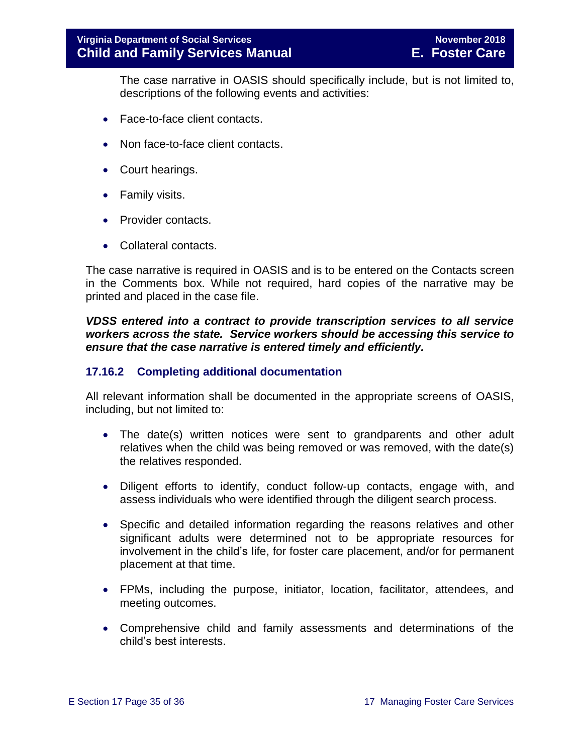The case narrative in OASIS should specifically include, but is not limited to, descriptions of the following events and activities:

- Face-to-face client contacts.
- Non face-to-face client contacts.
- Court hearings.
- Family visits.
- Provider contacts.
- Collateral contacts.

The case narrative is required in OASIS and is to be entered on the Contacts screen in the Comments box. While not required, hard copies of the narrative may be printed and placed in the case file.

***VDSS entered into a contract to provide transcription services to all service workers across the state. Service workers should be accessing this service to ensure that the case narrative is entered timely and efficiently.***

### 17.16.2 Completing additional documentation

All relevant information shall be documented in the appropriate screens of OASIS, including, but not limited to:

- The date(s) written notices were sent to grandparents and other adult relatives when the child was being removed or was removed, with the date(s) the relatives responded.
- Diligent efforts to identify, conduct follow-up contacts, engage with, and assess individuals who were identified through the diligent search process.
- Specific and detailed information regarding the reasons relatives and other significant adults were determined not to be appropriate resources for involvement in the child's life, for foster care placement, and/or for permanent placement at that time.
- FPMs, including the purpose, initiator, location, facilitator, attendees, and meeting outcomes.
- Comprehensive child and family assessments and determinations of the child's best interests.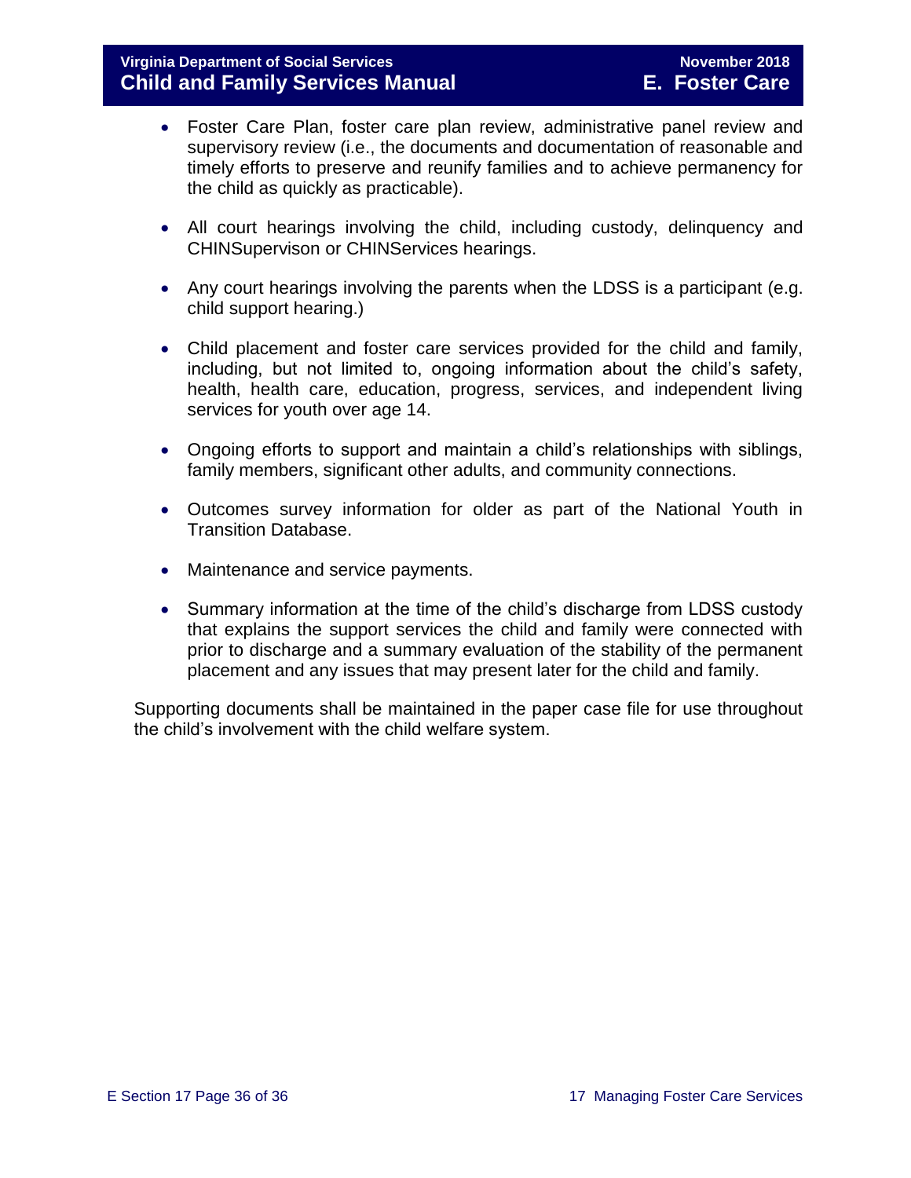- Foster Care Plan, foster care plan review, administrative panel review and supervisory review (i.e., the documents and documentation of reasonable and timely efforts to preserve and reunify families and to achieve permanency for the child as quickly as practicable).

- All court hearings involving the child, including custody, delinquency and CHINSupervison or CHINServices hearings.

- Any court hearings involving the parents when the LDSS is a participant (e.g. child support hearing.)

- Child placement and foster care services provided for the child and family, including, but not limited to, ongoing information about the child's safety, health, health care, education, progress, services, and independent living services for youth over age 14.

- Ongoing efforts to support and maintain a child's relationships with siblings, family members, significant other adults, and community connections.

- Outcomes survey information for older as part of the National Youth in Transition Database.

- Maintenance and service payments.

- Summary information at the time of the child's discharge from LDSS custody that explains the support services the child and family were connected with prior to discharge and a summary evaluation of the stability of the permanent placement and any issues that may present later for the child and family.

Supporting documents shall be maintained in the paper case file for use throughout the child's involvement with the child welfare system.